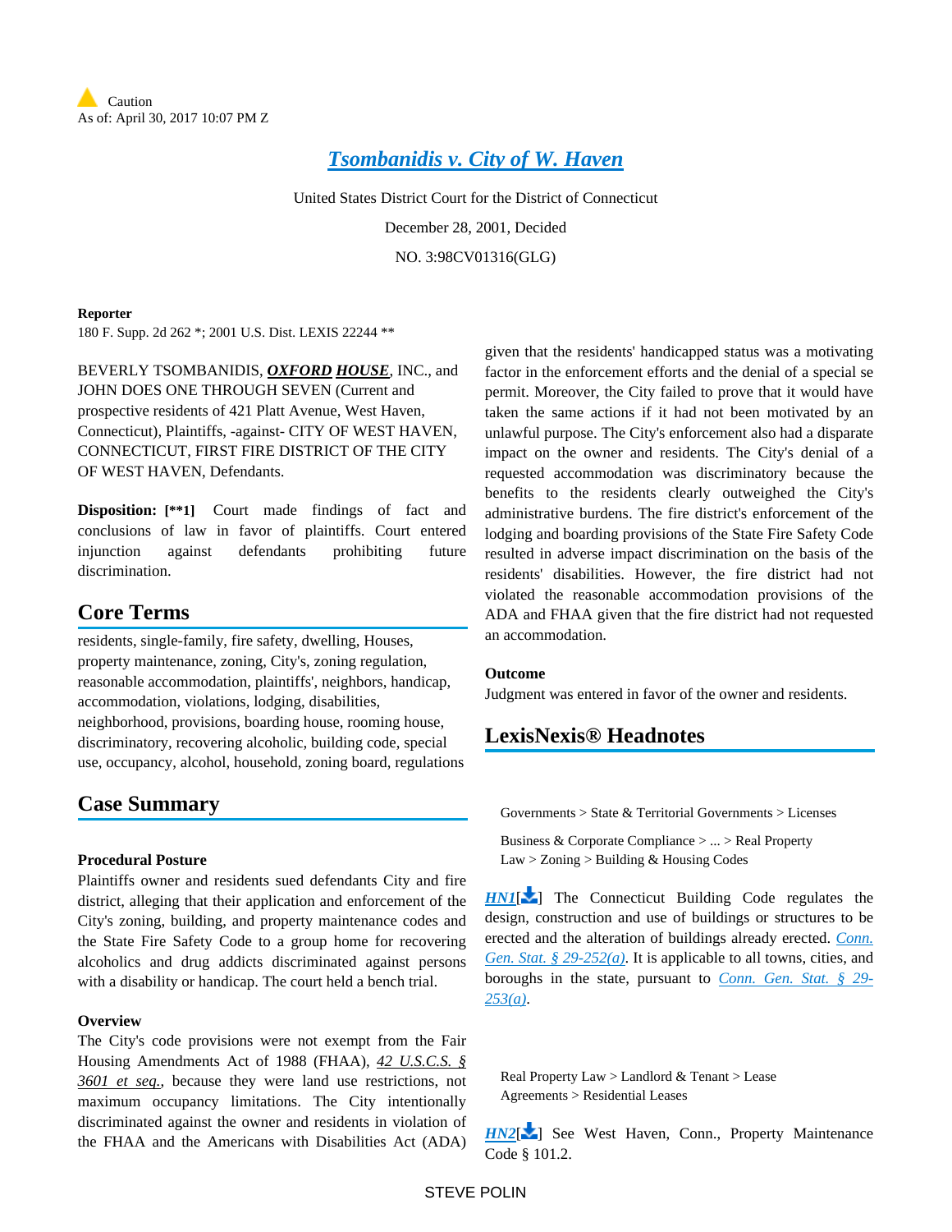Caution
As of: April 30, 2017 10:07 PM Z

# Tsombanidis v. City of W. Haven

United States District Court for the District of Connecticut

December 28, 2001, Decided

NO. 3:98CV01316(GLG)

**Reporter**

180 F. Supp. 2d 262 *; 2001 U.S. Dist. LEXIS 22244 **

BEVERLY TSOMBANIDIS, ***OXFORD HOUSE***, INC., and JOHN DOES ONE THROUGH SEVEN (Current and prospective residents of 421 Platt Avenue, West Haven, Connecticut), Plaintiffs, -against- CITY OF WEST HAVEN, CONNECTICUT, FIRST FIRE DISTRICT OF THE CITY OF WEST HAVEN, Defendants.

**Disposition:** **[**1]** Court made findings of fact and conclusions of law in favor of plaintiffs. Court entered injunction against defendants prohibiting future discrimination.

## Core Terms

residents, single-family, fire safety, dwelling, Houses, property maintenance, zoning, City's, zoning regulation, reasonable accommodation, plaintiffs', neighbors, handicap, accommodation, violations, lodging, disabilities, neighborhood, provisions, boarding house, rooming house, discriminatory, recovering alcoholic, building code, special use, occupancy, alcohol, household, zoning board, regulations

## Case Summary

### Procedural Posture

Plaintiffs owner and residents sued defendants City and fire district, alleging that their application and enforcement of the City's zoning, building, and property maintenance codes and the State Fire Safety Code to a group home for recovering alcoholics and drug addicts discriminated against persons with a disability or handicap. The court held a bench trial.

### Overview

The City's code provisions were not exempt from the Fair Housing Amendments Act of 1988 (FHAA), *42 U.S.C.S. § 3601 et seq.*, because they were land use restrictions, not maximum occupancy limitations. The City intentionally discriminated against the owner and residents in violation of the FHAA and the Americans with Disabilities Act (ADA) given that the residents' handicapped status was a motivating factor in the enforcement efforts and the denial of a special use permit. Moreover, the City failed to prove that it would have taken the same actions if it had not been motivated by an unlawful purpose. The City's enforcement also had a disparate impact on the owner and residents. The City's denial of a requested accommodation was discriminatory because the benefits to the residents clearly outweighed the City's administrative burdens. The fire district's enforcement of the lodging and boarding provisions of the State Fire Safety Code resulted in adverse impact discrimination on the basis of the residents' disabilities. However, the fire district had not violated the reasonable accommodation provisions of the ADA and FHAA given that the fire district had not requested an accommodation.

### Outcome

Judgment was entered in favor of the owner and residents.

## LexisNexis® Headnotes

Governments > State & Territorial Governments > Licenses

Business & Corporate Compliance > ... > Real Property Law > Zoning > Building & Housing Codes

HN1[] The Connecticut Building Code regulates the design, construction and use of buildings or structures to be erected and the alteration of buildings already erected. *Conn. Gen. Stat. § 29-252(a)*. It is applicable to all towns, cities, and boroughs in the state, pursuant to *Conn. Gen. Stat. § 29-253(a)*.

Real Property Law > Landlord & Tenant > Lease Agreements > Residential Leases

HN2[] See West Haven, Conn., Property Maintenance Code § 101.2.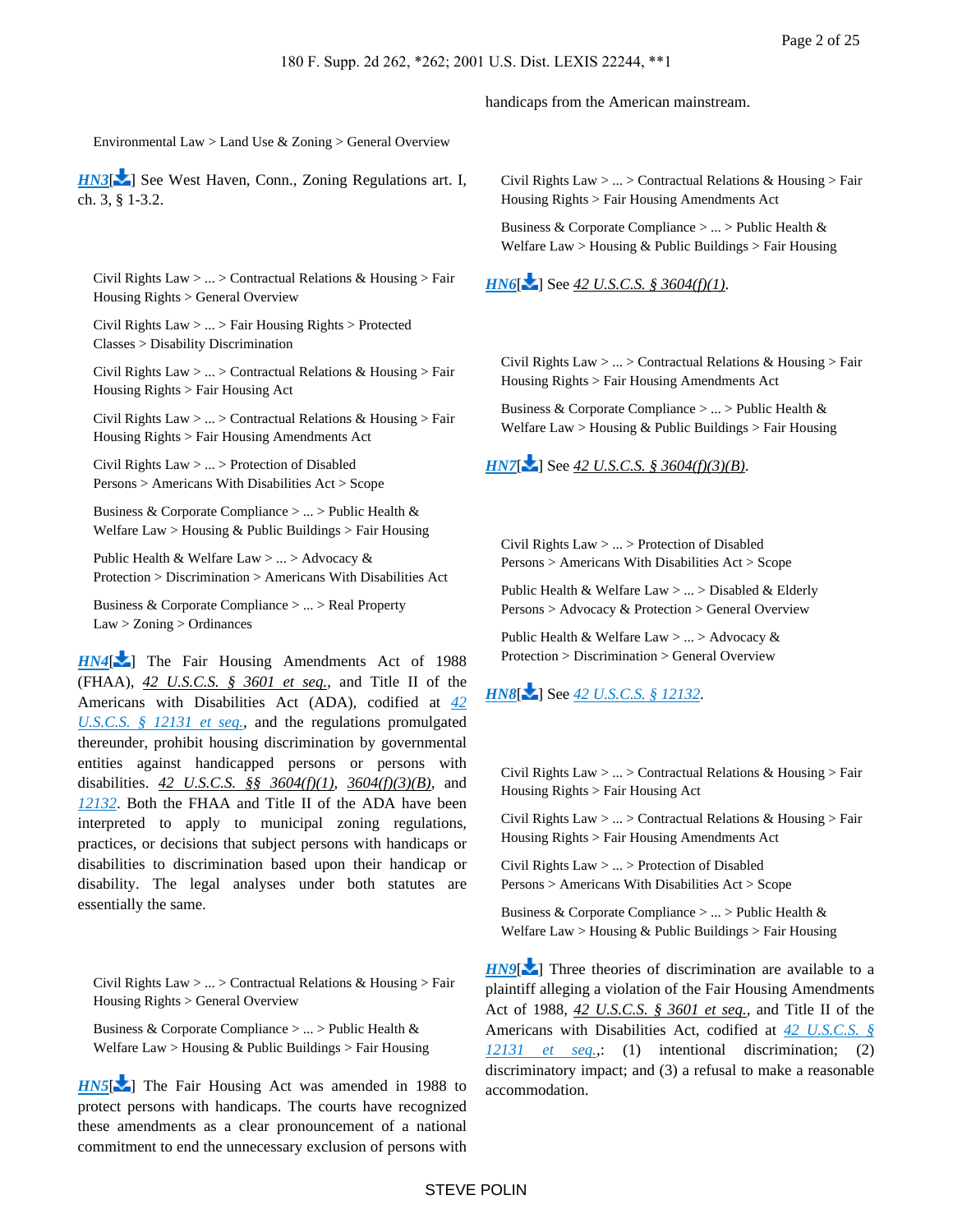Environmental Law > Land Use & Zoning > General Overview

*HN3*[] See West Haven, Conn., Zoning Regulations art. I, ch. 3, § 1-3.2.

Civil Rights Law > ... > Contractual Relations & Housing > Fair Housing Rights > General Overview

Civil Rights Law > ... > Fair Housing Rights > Protected Classes > Disability Discrimination

Civil Rights Law > ... > Contractual Relations & Housing > Fair Housing Rights > Fair Housing Act

Civil Rights Law > ... > Contractual Relations & Housing > Fair Housing Rights > Fair Housing Amendments Act

Civil Rights Law > ... > Protection of Disabled Persons > Americans With Disabilities Act > Scope

Business & Corporate Compliance > ... > Public Health & Welfare Law > Housing & Public Buildings > Fair Housing

Public Health & Welfare Law > ... > Advocacy & Protection > Discrimination > Americans With Disabilities Act

Business & Corporate Compliance > ... > Real Property Law > Zoning > Ordinances

*HN4*[] The Fair Housing Amendments Act of 1988 (FHAA), *42 U.S.C.S. § 3601 et seq.*, and Title II of the Americans with Disabilities Act (ADA), codified at *42 U.S.C.S. § 12131 et seq.*, and the regulations promulgated thereunder, prohibit housing discrimination by governmental entities against handicapped persons or persons with disabilities. *42 U.S.C.S. §§ 3604(f)(1)*, *3604(f)(3)(B)*, and *12132*. Both the FHAA and Title II of the ADA have been interpreted to apply to municipal zoning regulations, practices, or decisions that subject persons with handicaps or disabilities to discrimination based upon their handicap or disability. The legal analyses under both statutes are essentially the same.

Civil Rights Law > ... > Contractual Relations & Housing > Fair Housing Rights > General Overview

Business & Corporate Compliance > ... > Public Health & Welfare Law > Housing & Public Buildings > Fair Housing

*HN5*[] The Fair Housing Act was amended in 1988 to protect persons with handicaps. The courts have recognized these amendments as a clear pronouncement of a national commitment to end the unnecessary exclusion of persons with handicaps from the American mainstream.

Civil Rights Law > ... > Contractual Relations & Housing > Fair Housing Rights > Fair Housing Amendments Act

Business & Corporate Compliance > ... > Public Health & Welfare Law > Housing & Public Buildings > Fair Housing

*HN6*[] See *42 U.S.C.S. § 3604(f)(1)*.

Civil Rights Law > ... > Contractual Relations & Housing > Fair Housing Rights > Fair Housing Amendments Act

Business & Corporate Compliance > ... > Public Health & Welfare Law > Housing & Public Buildings > Fair Housing

*HN7*[] See *42 U.S.C.S. § 3604(f)(3)(B)*.

Civil Rights Law > ... > Protection of Disabled Persons > Americans With Disabilities Act > Scope

Public Health & Welfare Law > ... > Disabled & Elderly Persons > Advocacy & Protection > General Overview

Public Health & Welfare Law > ... > Advocacy & Protection > Discrimination > General Overview

*HN8*[] See *42 U.S.C.S. § 12132*.

Civil Rights Law > ... > Contractual Relations & Housing > Fair Housing Rights > Fair Housing Act

Civil Rights Law > ... > Contractual Relations & Housing > Fair Housing Rights > Fair Housing Amendments Act

Civil Rights Law > ... > Protection of Disabled Persons > Americans With Disabilities Act > Scope

Business & Corporate Compliance > ... > Public Health & Welfare Law > Housing & Public Buildings > Fair Housing

*HN9*[] Three theories of discrimination are available to a plaintiff alleging a violation of the Fair Housing Amendments Act of 1988, *42 U.S.C.S. § 3601 et seq.*, and Title II of the Americans with Disabilities Act, codified at *42 U.S.C.S. § 12131 et seq.*,: (1) intentional discrimination; (2) discriminatory impact; and (3) a refusal to make a reasonable accommodation.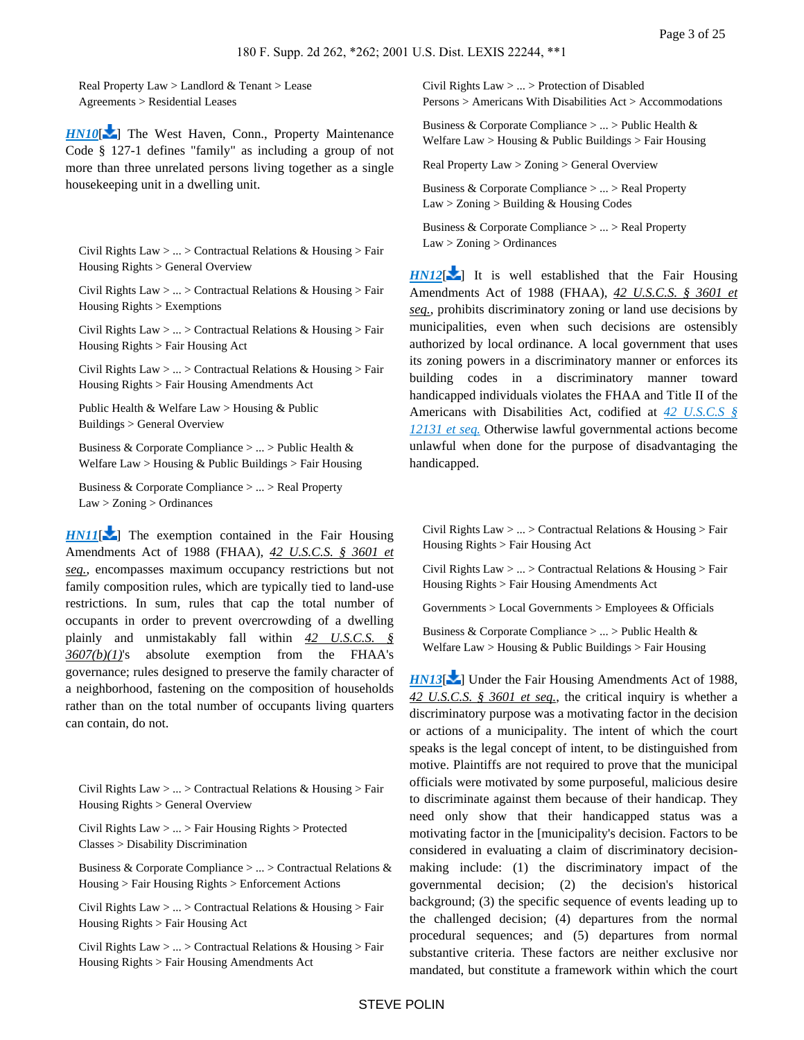Real Property Law > Landlord & Tenant > Lease Agreements > Residential Leases

**HN10**[] The West Haven, Conn., Property Maintenance Code § 127-1 defines "family" as including a group of not more than three unrelated persons living together as a single housekeeping unit in a dwelling unit.

Civil Rights Law > ... > Contractual Relations & Housing > Fair Housing Rights > General Overview

Civil Rights Law > ... > Contractual Relations & Housing > Fair Housing Rights > Exemptions

Civil Rights Law > ... > Contractual Relations & Housing > Fair Housing Rights > Fair Housing Act

Civil Rights Law > ... > Contractual Relations & Housing > Fair Housing Rights > Fair Housing Amendments Act

Public Health & Welfare Law > Housing & Public Buildings > General Overview

Business & Corporate Compliance > ... > Public Health & Welfare Law > Housing & Public Buildings > Fair Housing

Business & Corporate Compliance > ... > Real Property Law > Zoning > Ordinances

**HN11**[] The exemption contained in the Fair Housing Amendments Act of 1988 (FHAA), *42 U.S.C.S. § 3601 et seq.*, encompasses maximum occupancy restrictions but not family composition rules, which are typically tied to land-use restrictions. In sum, rules that cap the total number of occupants in order to prevent overcrowding of a dwelling plainly and unmistakably fall within *42 U.S.C.S. § 3607(b)(1)*'s absolute exemption from the FHAA's governance; rules designed to preserve the family character of a neighborhood, fastening on the composition of households rather than on the total number of occupants living quarters can contain, do not.

Civil Rights Law > ... > Contractual Relations & Housing > Fair Housing Rights > General Overview

Civil Rights Law > ... > Fair Housing Rights > Protected Classes > Disability Discrimination

Business & Corporate Compliance > ... > Contractual Relations & Housing > Fair Housing Rights > Enforcement Actions

Civil Rights Law > ... > Contractual Relations & Housing > Fair Housing Rights > Fair Housing Act

Civil Rights Law > ... > Contractual Relations & Housing > Fair Housing Rights > Fair Housing Amendments Act

Civil Rights Law > ... > Protection of Disabled Persons > Americans With Disabilities Act > Accommodations

Business & Corporate Compliance > ... > Public Health & Welfare Law > Housing & Public Buildings > Fair Housing

Real Property Law > Zoning > General Overview

Business & Corporate Compliance > ... > Real Property Law > Zoning > Building & Housing Codes

Business & Corporate Compliance > ... > Real Property Law > Zoning > Ordinances

**HN12**[] It is well established that the Fair Housing Amendments Act of 1988 (FHAA), *42 U.S.C.S. § 3601 et seq.*, prohibits discriminatory zoning or land use decisions by municipalities, even when such decisions are ostensibly authorized by local ordinance. A local government that uses its zoning powers in a discriminatory manner or enforces its building codes in a discriminatory manner toward handicapped individuals violates the FHAA and Title II of the Americans with Disabilities Act, codified at *42 U.S.C.S § 12131 et seq.* Otherwise lawful governmental actions become unlawful when done for the purpose of disadvantaging the handicapped.

Civil Rights Law > ... > Contractual Relations & Housing > Fair Housing Rights > Fair Housing Act

Civil Rights Law > ... > Contractual Relations & Housing > Fair Housing Rights > Fair Housing Amendments Act

Governments > Local Governments > Employees & Officials

Business & Corporate Compliance > ... > Public Health & Welfare Law > Housing & Public Buildings > Fair Housing

**HN13**[] Under the Fair Housing Amendments Act of 1988, *42 U.S.C.S. § 3601 et seq.*, the critical inquiry is whether a discriminatory purpose was a motivating factor in the decision or actions of a municipality. The intent of which the court speaks is the legal concept of intent, to be distinguished from motive. Plaintiffs are not required to prove that the municipal officials were motivated by some purposeful, malicious desire to discriminate against them because of their handicap. They need only show that their handicapped status was a motivating factor in the [municipality's decision. Factors to be considered in evaluating a claim of discriminatory decision-making include: (1) the discriminatory impact of the governmental decision; (2) the decision's historical background; (3) the specific sequence of events leading up to the challenged decision; (4) departures from the normal procedural sequences; and (5) departures from normal substantive criteria. These factors are neither exclusive nor mandated, but constitute a framework within which the court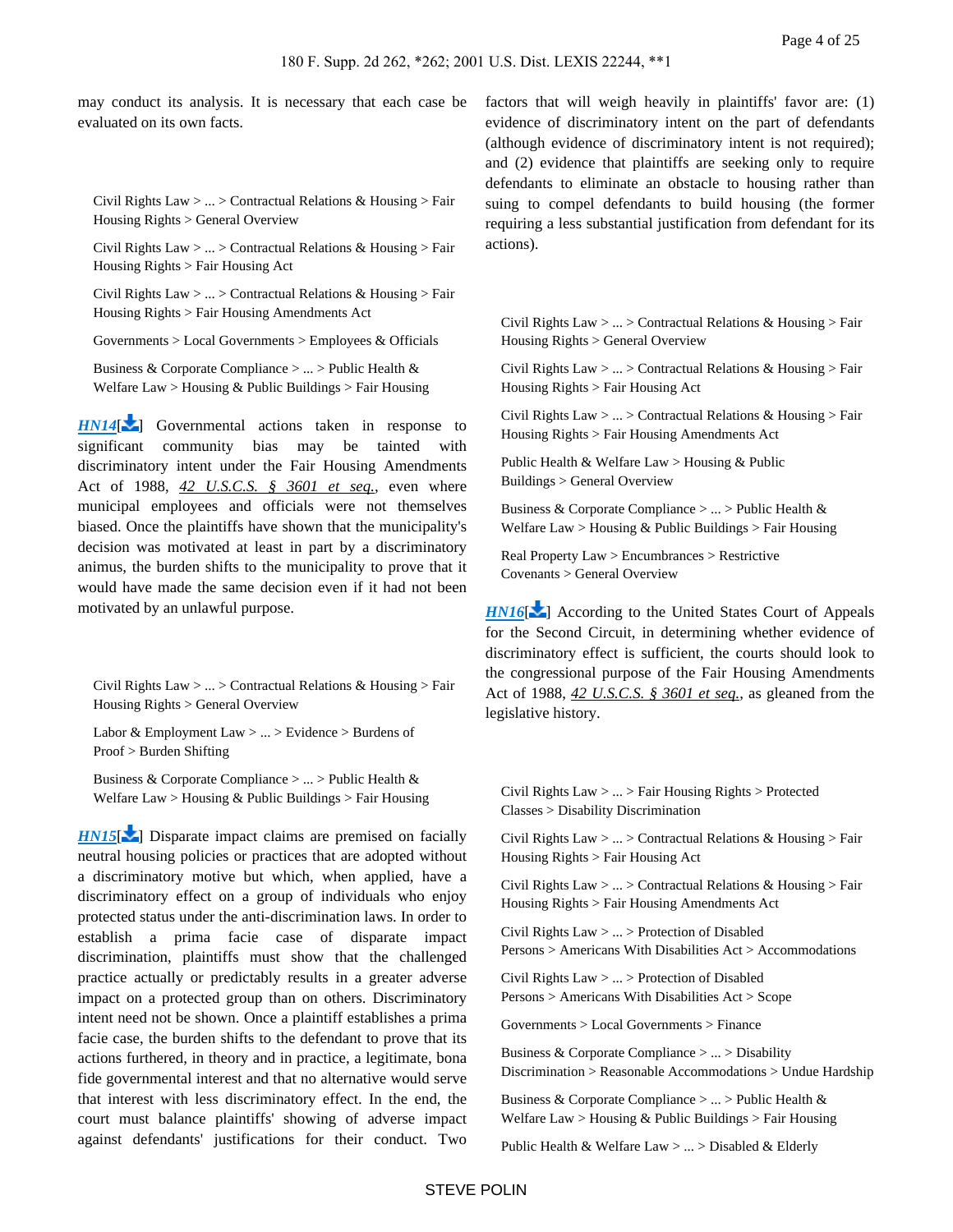may conduct its analysis. It is necessary that each case be evaluated on its own facts.

Civil Rights Law > ... > Contractual Relations & Housing > Fair Housing Rights > General Overview

Civil Rights Law > ... > Contractual Relations & Housing > Fair Housing Rights > Fair Housing Act

Civil Rights Law > ... > Contractual Relations & Housing > Fair Housing Rights > Fair Housing Amendments Act

Governments > Local Governments > Employees & Officials

Business & Corporate Compliance > ... > Public Health & Welfare Law > Housing & Public Buildings > Fair Housing

***HN14***[] Governmental actions taken in response to significant community bias may be tainted with discriminatory intent under the Fair Housing Amendments Act of 1988, 42 U.S.C.S. § 3601 et seq., even where municipal employees and officials were not themselves biased. Once the plaintiffs have shown that the municipality's decision was motivated at least in part by a discriminatory animus, the burden shifts to the municipality to prove that it would have made the same decision even if it had not been motivated by an unlawful purpose.

Civil Rights Law > ... > Contractual Relations & Housing > Fair Housing Rights > General Overview

Labor & Employment Law > ... > Evidence > Burdens of Proof > Burden Shifting

Business & Corporate Compliance > ... > Public Health & Welfare Law > Housing & Public Buildings > Fair Housing

***HN15***[] Disparate impact claims are premised on facially neutral housing policies or practices that are adopted without a discriminatory motive but which, when applied, have a discriminatory effect on a group of individuals who enjoy protected status under the anti-discrimination laws. In order to establish a prima facie case of disparate impact discrimination, plaintiffs must show that the challenged practice actually or predictably results in a greater adverse impact on a protected group than on others. Discriminatory intent need not be shown. Once a plaintiff establishes a prima facie case, the burden shifts to the defendant to prove that its actions furthered, in theory and in practice, a legitimate, bona fide governmental interest and that no alternative would serve that interest with less discriminatory effect. In the end, the court must balance plaintiffs' showing of adverse impact against defendants' justifications for their conduct. Two factors that will weigh heavily in plaintiffs' favor are: (1) evidence of discriminatory intent on the part of defendants (although evidence of discriminatory intent is not required); and (2) evidence that plaintiffs are seeking only to require defendants to eliminate an obstacle to housing rather than suing to compel defendants to build housing (the former requiring a less substantial justification from defendant for its actions).

Civil Rights Law > ... > Contractual Relations & Housing > Fair Housing Rights > General Overview

Civil Rights Law > ... > Contractual Relations & Housing > Fair Housing Rights > Fair Housing Act

Civil Rights Law > ... > Contractual Relations & Housing > Fair Housing Rights > Fair Housing Amendments Act

Public Health & Welfare Law > Housing & Public Buildings > General Overview

Business & Corporate Compliance > ... > Public Health & Welfare Law > Housing & Public Buildings > Fair Housing

Real Property Law > Encumbrances > Restrictive Covenants > General Overview

***HN16***[] According to the United States Court of Appeals for the Second Circuit, in determining whether evidence of discriminatory effect is sufficient, the courts should look to the congressional purpose of the Fair Housing Amendments Act of 1988, 42 U.S.C.S. § 3601 et seq., as gleaned from the legislative history.

Civil Rights Law > ... > Fair Housing Rights > Protected Classes > Disability Discrimination

Civil Rights Law > ... > Contractual Relations & Housing > Fair Housing Rights > Fair Housing Act

Civil Rights Law > ... > Contractual Relations & Housing > Fair Housing Rights > Fair Housing Amendments Act

Civil Rights Law > ... > Protection of Disabled Persons > Americans With Disabilities Act > Accommodations

Civil Rights Law > ... > Protection of Disabled Persons > Americans With Disabilities Act > Scope

Governments > Local Governments > Finance

Business & Corporate Compliance > ... > Disability Discrimination > Reasonable Accommodations > Undue Hardship

Business & Corporate Compliance > ... > Public Health & Welfare Law > Housing & Public Buildings > Fair Housing

Public Health & Welfare Law > ... > Disabled & Elderly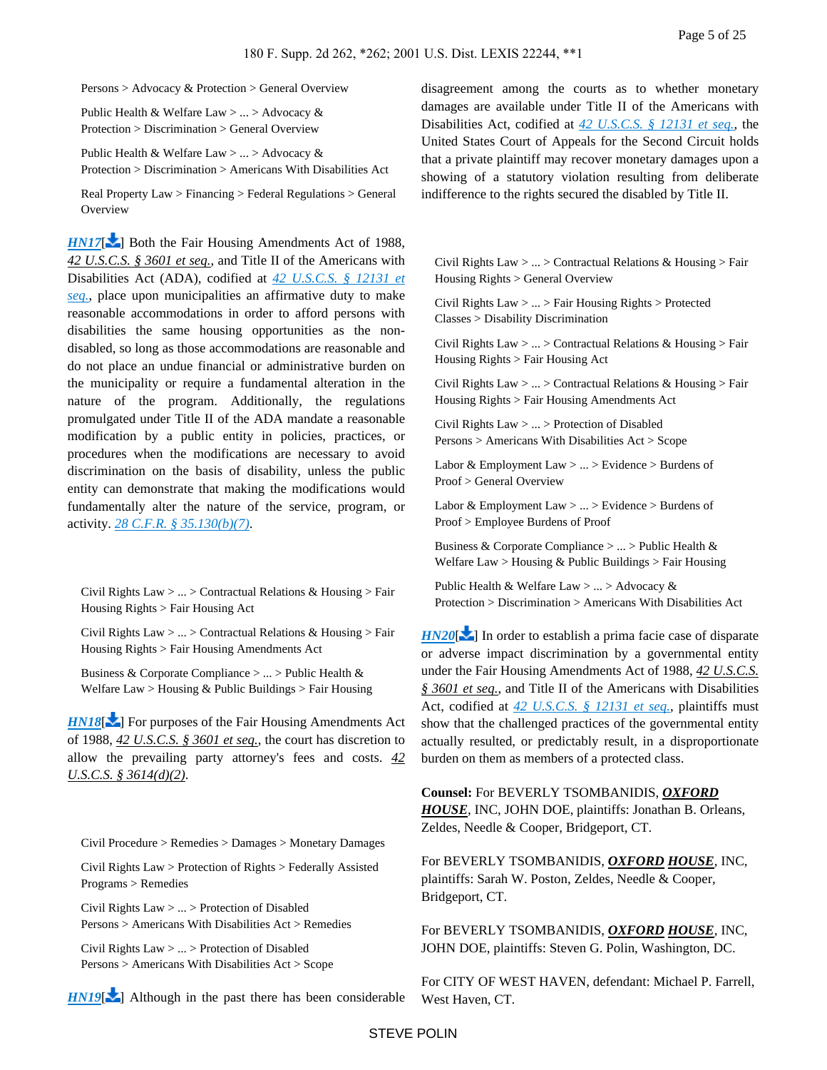Persons > Advocacy & Protection > General Overview

Public Health & Welfare Law > ... > Advocacy & Protection > Discrimination > General Overview

Public Health & Welfare Law > ... > Advocacy & Protection > Discrimination > Americans With Disabilities Act

Real Property Law > Financing > Federal Regulations > General Overview

**HN17** Both the Fair Housing Amendments Act of 1988, *42 U.S.C.S. § 3601 et seq.*, and Title II of the Americans with Disabilities Act (ADA), codified at *42 U.S.C.S. § 12131 et seq.*, place upon municipalities an affirmative duty to make reasonable accommodations in order to afford persons with disabilities the same housing opportunities as the non-disabled, so long as those accommodations are reasonable and do not place an undue financial or administrative burden on the municipality or require a fundamental alteration in the nature of the program. Additionally, the regulations promulgated under Title II of the ADA mandate a reasonable modification by a public entity in policies, practices, or procedures when the modifications are necessary to avoid discrimination on the basis of disability, unless the public entity can demonstrate that making the modifications would fundamentally alter the nature of the service, program, or activity. *28 C.F.R. § 35.130(b)(7)*.

Civil Rights Law > ... > Contractual Relations & Housing > Fair Housing Rights > Fair Housing Act

Civil Rights Law > ... > Contractual Relations & Housing > Fair Housing Rights > Fair Housing Amendments Act

Business & Corporate Compliance > ... > Public Health & Welfare Law > Housing & Public Buildings > Fair Housing

**HN18** For purposes of the Fair Housing Amendments Act of 1988, *42 U.S.C.S. § 3601 et seq.*, the court has discretion to allow the prevailing party attorney's fees and costs. *42 U.S.C.S. § 3614(d)(2)*.

Civil Procedure > Remedies > Damages > Monetary Damages

Civil Rights Law > Protection of Rights > Federally Assisted Programs > Remedies

Civil Rights Law > ... > Protection of Disabled Persons > Americans With Disabilities Act > Remedies

Civil Rights Law > ... > Protection of Disabled Persons > Americans With Disabilities Act > Scope

**HN19** Although in the past there has been considerable disagreement among the courts as to whether monetary damages are available under Title II of the Americans with Disabilities Act, codified at *42 U.S.C.S. § 12131 et seq.*, the United States Court of Appeals for the Second Circuit holds that a private plaintiff may recover monetary damages upon a showing of a statutory violation resulting from deliberate indifference to the rights secured the disabled by Title II.

Civil Rights Law > ... > Contractual Relations & Housing > Fair Housing Rights > General Overview

Civil Rights Law > ... > Fair Housing Rights > Protected Classes > Disability Discrimination

Civil Rights Law > ... > Contractual Relations & Housing > Fair Housing Rights > Fair Housing Act

Civil Rights Law > ... > Contractual Relations & Housing > Fair Housing Rights > Fair Housing Amendments Act

Civil Rights Law > ... > Protection of Disabled Persons > Americans With Disabilities Act > Scope

Labor & Employment Law > ... > Evidence > Burdens of Proof > General Overview

Labor & Employment Law > ... > Evidence > Burdens of Proof > Employee Burdens of Proof

Business & Corporate Compliance > ... > Public Health & Welfare Law > Housing & Public Buildings > Fair Housing

Public Health & Welfare Law > ... > Advocacy & Protection > Discrimination > Americans With Disabilities Act

**HN20** In order to establish a prima facie case of disparate or adverse impact discrimination by a governmental entity under the Fair Housing Amendments Act of 1988, *42 U.S.C.S. § 3601 et seq.*, and Title II of the Americans with Disabilities Act, codified at *42 U.S.C.S. § 12131 et seq.*, plaintiffs must show that the challenged practices of the governmental entity actually resulted, or predictably result, in a disproportionate burden on them as members of a protected class.

**Counsel:** For BEVERLY TSOMBANIDIS, ***OXFORD HOUSE***, INC, JOHN DOE, plaintiffs: Jonathan B. Orleans, Zeldes, Needle & Cooper, Bridgeport, CT.

For BEVERLY TSOMBANIDIS, ***OXFORD HOUSE***, INC, plaintiffs: Sarah W. Poston, Zeldes, Needle & Cooper, Bridgeport, CT.

For BEVERLY TSOMBANIDIS, ***OXFORD HOUSE***, INC, JOHN DOE, plaintiffs: Steven G. Polin, Washington, DC.

For CITY OF WEST HAVEN, defendant: Michael P. Farrell, West Haven, CT.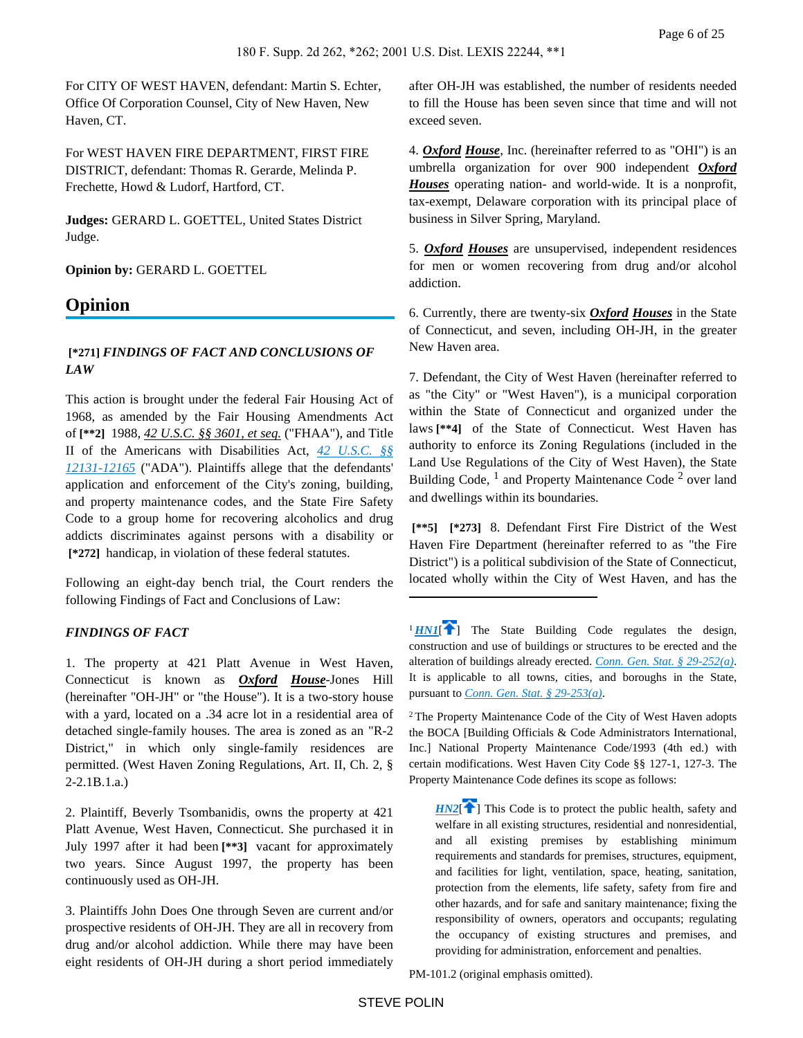For CITY OF WEST HAVEN, defendant: Martin S. Echter, Office Of Corporation Counsel, City of New Haven, New Haven, CT.

For WEST HAVEN FIRE DEPARTMENT, FIRST FIRE DISTRICT, defendant: Thomas R. Gerarde, Melinda P. Frechette, Howd & Ludorf, Hartford, CT.

**Judges:** GERARD L. GOETTEL, United States District Judge.

**Opinion by:** GERARD L. GOETTEL

## Opinion

**[*271]** ***FINDINGS OF FACT AND CONCLUSIONS OF LAW***

This action is brought under the federal Fair Housing Act of 1968, as amended by the Fair Housing Amendments Act of **[**2]** 1988, *42 U.S.C. §§ 3601, et seq.* ("FHAA"), and Title II of the Americans with Disabilities Act, *42 U.S.C. §§ 12131-12165* ("ADA"). Plaintiffs allege that the defendants' application and enforcement of the City's zoning, building, and property maintenance codes, and the State Fire Safety Code to a group home for recovering alcoholics and drug addicts discriminates against persons with a disability or **[*272]** handicap, in violation of these federal statutes.

Following an eight-day bench trial, the Court renders the following Findings of Fact and Conclusions of Law:

***FINDINGS OF FACT***

1. The property at 421 Platt Avenue in West Haven, Connecticut is known as ***Oxford House***-Jones Hill (hereinafter "OH-JH" or "the House"). It is a two-story house with a yard, located on a .34 acre lot in a residential area of detached single-family houses. The area is zoned as an "R-2 District," in which only single-family residences are permitted. (West Haven Zoning Regulations, Art. II, Ch. 2, § 2-2.1B.1.a.)

2. Plaintiff, Beverly Tsombanidis, owns the property at 421 Platt Avenue, West Haven, Connecticut. She purchased it in July 1997 after it had been **[**3]** vacant for approximately two years. Since August 1997, the property has been continuously used as OH-JH.

3. Plaintiffs John Does One through Seven are current and/or prospective residents of OH-JH. They are all in recovery from drug and/or alcohol addiction. While there may have been eight residents of OH-JH during a short period immediately after OH-JH was established, the number of residents needed to fill the House has been seven since that time and will not exceed seven.

4. ***Oxford House***, Inc. (hereinafter referred to as "OHI") is an umbrella organization for over 900 independent ***Oxford Houses*** operating nation- and world-wide. It is a nonprofit, tax-exempt, Delaware corporation with its principal place of business in Silver Spring, Maryland.

5. ***Oxford Houses*** are unsupervised, independent residences for men or women recovering from drug and/or alcohol addiction.

6. Currently, there are twenty-six ***Oxford Houses*** in the State of Connecticut, and seven, including OH-JH, in the greater New Haven area.

7. Defendant, the City of West Haven (hereinafter referred to as "the City" or "West Haven"), is a municipal corporation within the State of Connecticut and organized under the laws **[**4]** of the State of Connecticut. West Haven has authority to enforce its Zoning Regulations (included in the Land Use Regulations of the City of West Haven), the State Building Code, [1] and Property Maintenance Code [2] over land and dwellings within its boundaries.

**[**5]** **[*273]** 8. Defendant First Fire District of the West Haven Fire Department (hereinafter referred to as "the Fire District") is a political subdivision of the State of Connecticut, located wholly within the City of West Haven, and has the

---

[1] *HN1*[] The State Building Code regulates the design, construction and use of buildings or structures to be erected and the alteration of buildings already erected. *Conn. Gen. Stat. § 29-252(a)*. It is applicable to all towns, cities, and boroughs in the State, pursuant to *Conn. Gen. Stat. § 29-253(a)*.

[2] The Property Maintenance Code of the City of West Haven adopts the BOCA [Building Officials & Code Administrators International, Inc.] National Property Maintenance Code/1993 (4th ed.) with certain modifications. West Haven City Code §§ 127-1, 127-3. The Property Maintenance Code defines its scope as follows:

> *HN2*[] This Code is to protect the public health, safety and welfare in all existing structures, residential and nonresidential, and all existing premises by establishing minimum requirements and standards for premises, structures, equipment, and facilities for light, ventilation, space, heating, sanitation, protection from the elements, life safety, safety from fire and other hazards, and for safe and sanitary maintenance; fixing the responsibility of owners, operators and occupants; regulating the occupancy of existing structures and premises, and providing for administration, enforcement and penalties.

PM-101.2 (original emphasis omitted).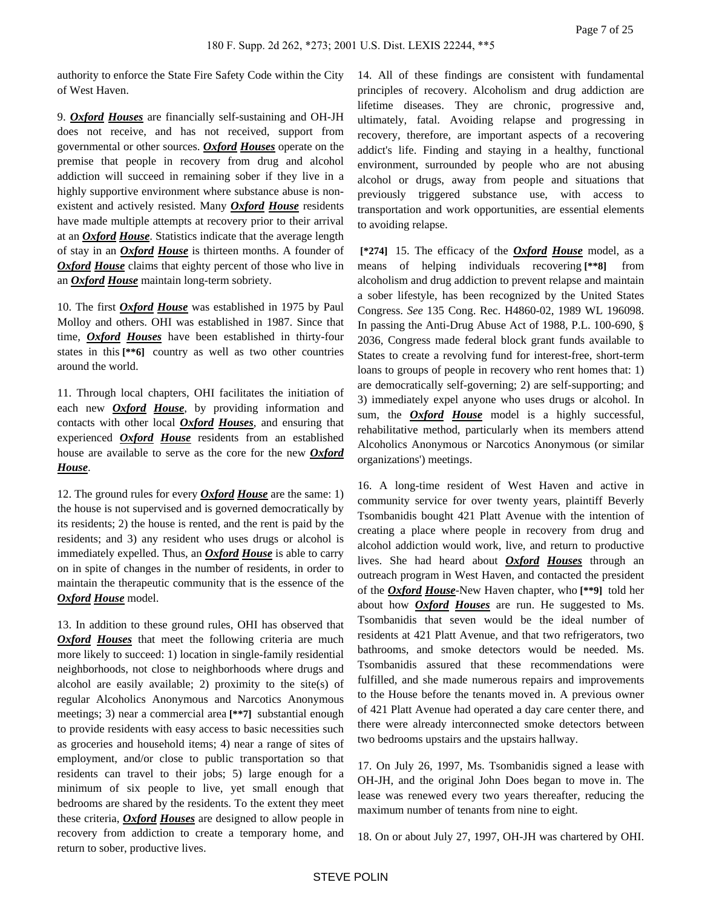authority to enforce the State Fire Safety Code within the City of West Haven.

9. ***Oxford Houses*** are financially self-sustaining and OH-JH does not receive, and has not received, support from governmental or other sources. ***Oxford Houses*** operate on the premise that people in recovery from drug and alcohol addiction will succeed in remaining sober if they live in a highly supportive environment where substance abuse is non-existent and actively resisted. Many ***Oxford House*** residents have made multiple attempts at recovery prior to their arrival at an ***Oxford House***. Statistics indicate that the average length of stay in an ***Oxford House*** is thirteen months. A founder of ***Oxford House*** claims that eighty percent of those who live in an ***Oxford House*** maintain long-term sobriety.

10. The first ***Oxford House*** was established in 1975 by Paul Molloy and others. OHI was established in 1987. Since that time, ***Oxford Houses*** have been established in thirty-four states in this **[**6]** country as well as two other countries around the world.

11. Through local chapters, OHI facilitates the initiation of each new ***Oxford House***, by providing information and contacts with other local ***Oxford Houses***, and ensuring that experienced ***Oxford House*** residents from an established house are available to serve as the core for the new ***Oxford House***.

12. The ground rules for every ***Oxford House*** are the same: 1) the house is not supervised and is governed democratically by its residents; 2) the house is rented, and the rent is paid by the residents; and 3) any resident who uses drugs or alcohol is immediately expelled. Thus, an ***Oxford House*** is able to carry on in spite of changes in the number of residents, in order to maintain the therapeutic community that is the essence of the ***Oxford House*** model.

13. In addition to these ground rules, OHI has observed that ***Oxford Houses*** that meet the following criteria are much more likely to succeed: 1) location in single-family residential neighborhoods, not close to neighborhoods where drugs and alcohol are easily available; 2) proximity to the site(s) of regular Alcoholics Anonymous and Narcotics Anonymous meetings; 3) near a commercial area **[**7]** substantial enough to provide residents with easy access to basic necessities such as groceries and household items; 4) near a range of sites of employment, and/or close to public transportation so that residents can travel to their jobs; 5) large enough for a minimum of six people to live, yet small enough that bedrooms are shared by the residents. To the extent they meet these criteria, ***Oxford Houses*** are designed to allow people in recovery from addiction to create a temporary home, and return to sober, productive lives.

14. All of these findings are consistent with fundamental principles of recovery. Alcoholism and drug addiction are lifetime diseases. They are chronic, progressive and, ultimately, fatal. Avoiding relapse and progressing in recovery, therefore, are important aspects of a recovering addict's life. Finding and staying in a healthy, functional environment, surrounded by people who are not abusing alcohol or drugs, away from people and situations that previously triggered substance use, with access to transportation and work opportunities, are essential elements to avoiding relapse.

**[*274]** 15. The efficacy of the ***Oxford House*** model, as a means of helping individuals recovering **[**8]** from alcoholism and drug addiction to prevent relapse and maintain a sober lifestyle, has been recognized by the United States Congress. *See* 135 Cong. Rec. H4860-02, 1989 WL 196098. In passing the Anti-Drug Abuse Act of 1988, P.L. 100-690, § 2036, Congress made federal block grant funds available to States to create a revolving fund for interest-free, short-term loans to groups of people in recovery who rent homes that: 1) are democratically self-governing; 2) are self-supporting; and 3) immediately expel anyone who uses drugs or alcohol. In sum, the ***Oxford House*** model is a highly successful, rehabilitative method, particularly when its members attend Alcoholics Anonymous or Narcotics Anonymous (or similar organizations') meetings.

16. A long-time resident of West Haven and active in community service for over twenty years, plaintiff Beverly Tsombanidis bought 421 Platt Avenue with the intention of creating a place where people in recovery from drug and alcohol addiction would work, live, and return to productive lives. She had heard about ***Oxford Houses*** through an outreach program in West Haven, and contacted the president of the ***Oxford House***-New Haven chapter, who **[**9]** told her about how ***Oxford Houses*** are run. He suggested to Ms. Tsombanidis that seven would be the ideal number of residents at 421 Platt Avenue, and that two refrigerators, two bathrooms, and smoke detectors would be needed. Ms. Tsombanidis assured that these recommendations were fulfilled, and she made numerous repairs and improvements to the House before the tenants moved in. A previous owner of 421 Platt Avenue had operated a day care center there, and there were already interconnected smoke detectors between two bedrooms upstairs and the upstairs hallway.

17. On July 26, 1997, Ms. Tsombanidis signed a lease with OH-JH, and the original John Does began to move in. The lease was renewed every two years thereafter, reducing the maximum number of tenants from nine to eight.

18. On or about July 27, 1997, OH-JH was chartered by OHI.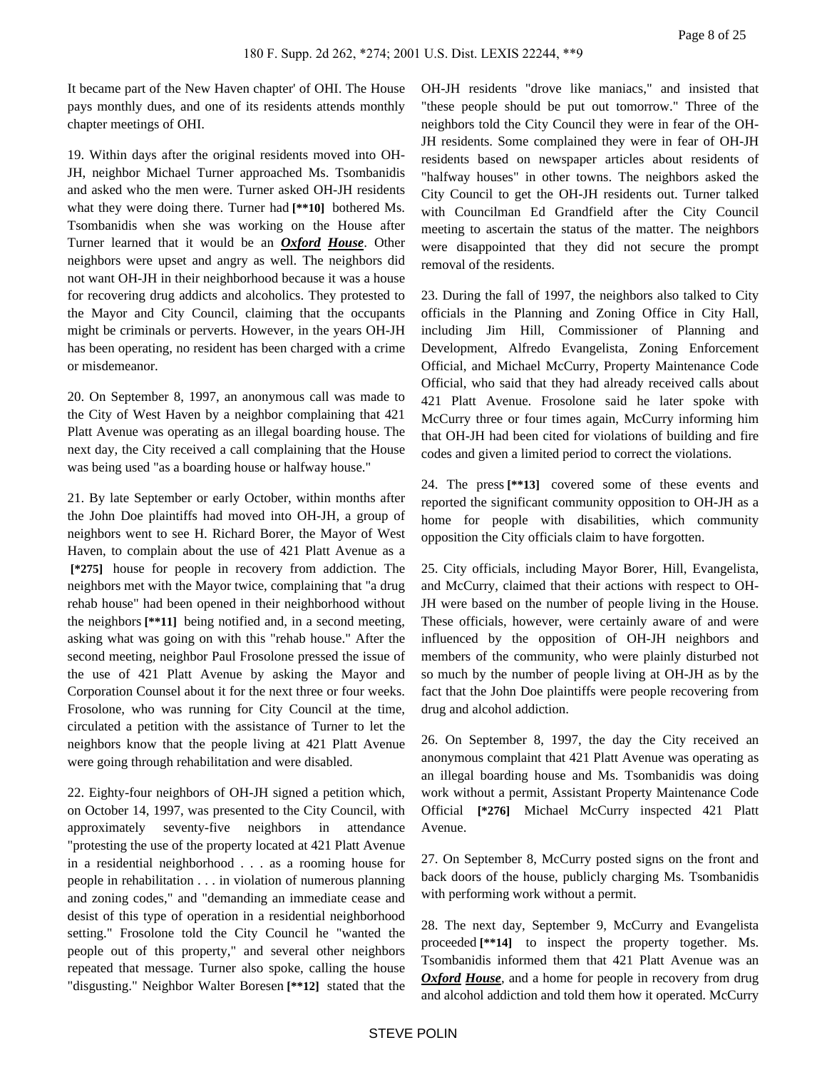It became part of the New Haven chapter' of OHI. The House pays monthly dues, and one of its residents attends monthly chapter meetings of OHI.

19. Within days after the original residents moved into OH-JH, neighbor Michael Turner approached Ms. Tsombanidis and asked who the men were. Turner asked OH-JH residents what they were doing there. Turner had [**10] bothered Ms. Tsombanidis when she was working on the House after Turner learned that it would be an ***Oxford House***. Other neighbors were upset and angry as well. The neighbors did not want OH-JH in their neighborhood because it was a house for recovering drug addicts and alcoholics. They protested to the Mayor and City Council, claiming that the occupants might be criminals or perverts. However, in the years OH-JH has been operating, no resident has been charged with a crime or misdemeanor.

20. On September 8, 1997, an anonymous call was made to the City of West Haven by a neighbor complaining that 421 Platt Avenue was operating as an illegal boarding house. The next day, the City received a call complaining that the House was being used "as a boarding house or halfway house."

21. By late September or early October, within months after the John Doe plaintiffs had moved into OH-JH, a group of neighbors went to see H. Richard Borer, the Mayor of West Haven, to complain about the use of 421 Platt Avenue as a [*275] house for people in recovery from addiction. The neighbors met with the Mayor twice, complaining that "a drug rehab house" had been opened in their neighborhood without the neighbors [**11] being notified and, in a second meeting, asking what was going on with this "rehab house." After the second meeting, neighbor Paul Frosolone pressed the issue of the use of 421 Platt Avenue by asking the Mayor and Corporation Counsel about it for the next three or four weeks. Frosolone, who was running for City Council at the time, circulated a petition with the assistance of Turner to let the neighbors know that the people living at 421 Platt Avenue were going through rehabilitation and were disabled.

22. Eighty-four neighbors of OH-JH signed a petition which, on October 14, 1997, was presented to the City Council, with approximately seventy-five neighbors in attendance "protesting the use of the property located at 421 Platt Avenue in a residential neighborhood . . . as a rooming house for people in rehabilitation . . . in violation of numerous planning and zoning codes," and "demanding an immediate cease and desist of this type of operation in a residential neighborhood setting." Frosolone told the City Council he "wanted the people out of this property," and several other neighbors repeated that message. Turner also spoke, calling the house "disgusting." Neighbor Walter Boresen [**12] stated that the OH-JH residents "drove like maniacs," and insisted that "these people should be put out tomorrow." Three of the neighbors told the City Council they were in fear of the OH-JH residents. Some complained they were in fear of OH-JH residents based on newspaper articles about residents of "halfway houses" in other towns. The neighbors asked the City Council to get the OH-JH residents out. Turner talked with Councilman Ed Grandfield after the City Council meeting to ascertain the status of the matter. The neighbors were disappointed that they did not secure the prompt removal of the residents.

23. During the fall of 1997, the neighbors also talked to City officials in the Planning and Zoning Office in City Hall, including Jim Hill, Commissioner of Planning and Development, Alfredo Evangelista, Zoning Enforcement Official, and Michael McCurry, Property Maintenance Code Official, who said that they had already received calls about 421 Platt Avenue. Frosolone said he later spoke with McCurry three or four times again, McCurry informing him that OH-JH had been cited for violations of building and fire codes and given a limited period to correct the violations.

24. The press [**13] covered some of these events and reported the significant community opposition to OH-JH as a home for people with disabilities, which community opposition the City officials claim to have forgotten.

25. City officials, including Mayor Borer, Hill, Evangelista, and McCurry, claimed that their actions with respect to OH-JH were based on the number of people living in the House. These officials, however, were certainly aware of and were influenced by the opposition of OH-JH neighbors and members of the community, who were plainly disturbed not so much by the number of people living at OH-JH as by the fact that the John Doe plaintiffs were people recovering from drug and alcohol addiction.

26. On September 8, 1997, the day the City received an anonymous complaint that 421 Platt Avenue was operating as an illegal boarding house and Ms. Tsombanidis was doing work without a permit, Assistant Property Maintenance Code Official [*276] Michael McCurry inspected 421 Platt Avenue.

27. On September 8, McCurry posted signs on the front and back doors of the house, publicly charging Ms. Tsombanidis with performing work without a permit.

28. The next day, September 9, McCurry and Evangelista proceeded [**14] to inspect the property together. Ms. Tsombanidis informed them that 421 Platt Avenue was an ***Oxford House***, and a home for people in recovery from drug and alcohol addiction and told them how it operated. McCurry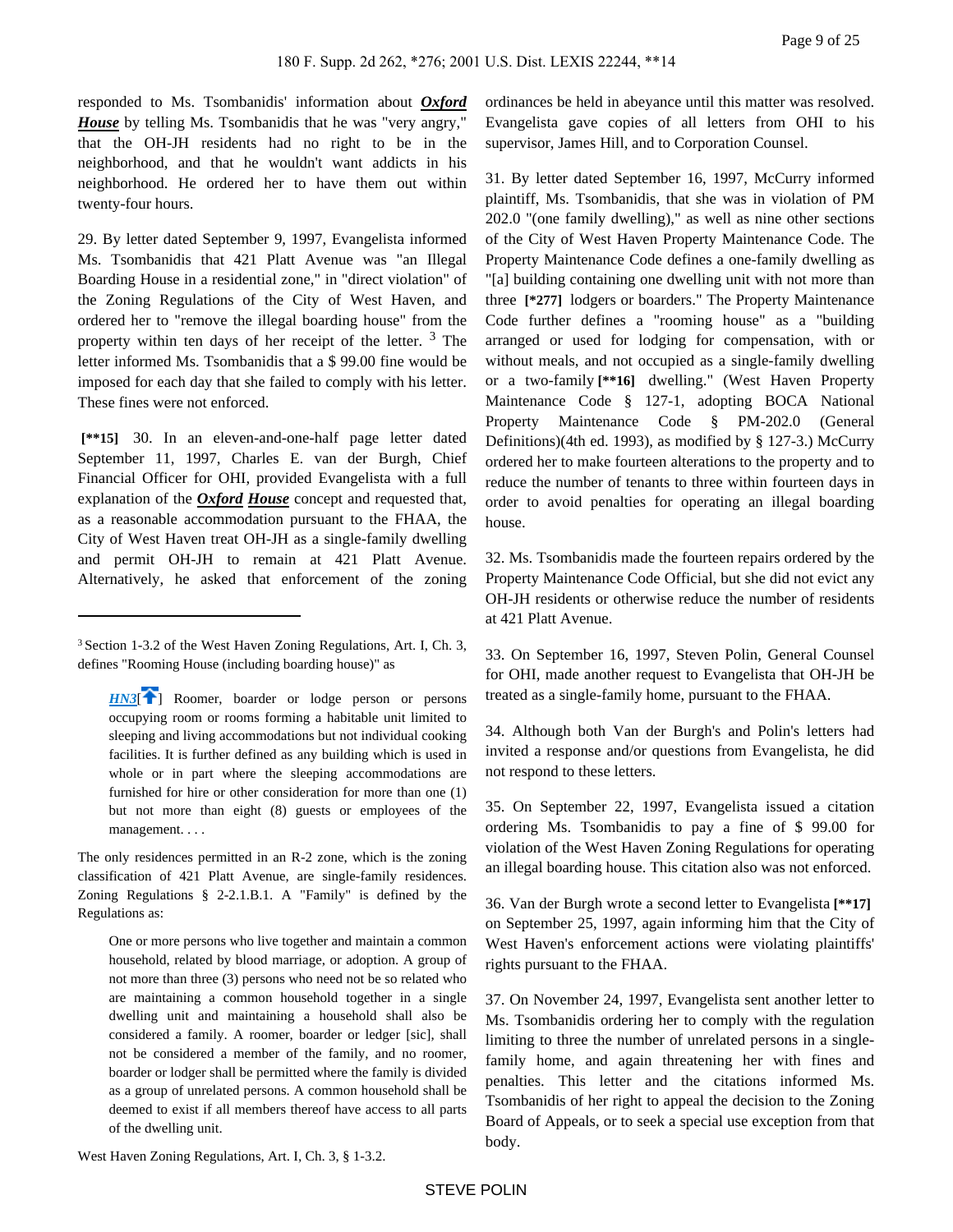responded to Ms. Tsombanidis' information about ***Oxford House*** by telling Ms. Tsombanidis that he was "very angry," that the OH-JH residents had no right to be in the neighborhood, and that he wouldn't want addicts in his neighborhood. He ordered her to have them out within twenty-four hours.

29. By letter dated September 9, 1997, Evangelista informed Ms. Tsombanidis that 421 Platt Avenue was "an Illegal Boarding House in a residential zone," in "direct violation" of the Zoning Regulations of the City of West Haven, and ordered her to "remove the illegal boarding house" from the property within ten days of her receipt of the letter. [3] The letter informed Ms. Tsombanidis that a $ 99.00 fine would be imposed for each day that she failed to comply with his letter. These fines were not enforced.

**[\*\*15]** 30. In an eleven-and-one-half page letter dated September 11, 1997, Charles E. van der Burgh, Chief Financial Officer for OHI, provided Evangelista with a full explanation of the ***Oxford House*** concept and requested that, as a reasonable accommodation pursuant to the FHAA, the City of West Haven treat OH-JH as a single-family dwelling and permit OH-JH to remain at 421 Platt Avenue. Alternatively, he asked that enforcement of the zoning ordinances be held in abeyance until this matter was resolved. Evangelista gave copies of all letters from OHI to his supervisor, James Hill, and to Corporation Counsel.

31. By letter dated September 16, 1997, McCurry informed plaintiff, Ms. Tsombanidis, that she was in violation of PM 202.0 "(one family dwelling)," as well as nine other sections of the City of West Haven Property Maintenance Code. The Property Maintenance Code defines a one-family dwelling as "[a] building containing one dwelling unit with not more than three **[\*277]** lodgers or boarders." The Property Maintenance Code further defines a "rooming house" as a "building arranged or used for lodging for compensation, with or without meals, and not occupied as a single-family dwelling or a two-family **[\*\*16]** dwelling." (West Haven Property Maintenance Code § 127-1, adopting BOCA National Property Maintenance Code § PM-202.0 (General Definitions)(4th ed. 1993), as modified by § 127-3.) McCurry ordered her to make fourteen alterations to the property and to reduce the number of tenants to three within fourteen days in order to avoid penalties for operating an illegal boarding house.

32. Ms. Tsombanidis made the fourteen repairs ordered by the Property Maintenance Code Official, but she did not evict any OH-JH residents or otherwise reduce the number of residents at 421 Platt Avenue.

33. On September 16, 1997, Steven Polin, General Counsel for OHI, made another request to Evangelista that OH-JH be treated as a single-family home, pursuant to the FHAA.

34. Although both Van der Burgh's and Polin's letters had invited a response and/or questions from Evangelista, he did not respond to these letters.

35. On September 22, 1997, Evangelista issued a citation ordering Ms. Tsombanidis to pay a fine of $ 99.00 for violation of the West Haven Zoning Regulations for operating an illegal boarding house. This citation also was not enforced.

36. Van der Burgh wrote a second letter to Evangelista **[\*\*17]** on September 25, 1997, again informing him that the City of West Haven's enforcement actions were violating plaintiffs' rights pursuant to the FHAA.

37. On November 24, 1997, Evangelista sent another letter to Ms. Tsombanidis ordering her to comply with the regulation limiting to three the number of unrelated persons in a single-family home, and again threatening her with fines and penalties. This letter and the citations informed Ms. Tsombanidis of her right to appeal the decision to the Zoning Board of Appeals, or to seek a special use exception from that body.

---

[3] Section 1-3.2 of the West Haven Zoning Regulations, Art. I, Ch. 3, defines "Rooming House (including boarding house)" as

> *HN3*[] Roomer, boarder or lodge person or persons occupying room or rooms forming a habitable unit limited to sleeping and living accommodations but not individual cooking facilities. It is further defined as any building which is used in whole or in part where the sleeping accommodations are furnished for hire or other consideration for more than one (1) but not more than eight (8) guests or employees of the management. . . .

The only residences permitted in an R-2 zone, which is the zoning classification of 421 Platt Avenue, are single-family residences. Zoning Regulations § 2-2.1.B.1. A "Family" is defined by the Regulations as:

> One or more persons who live together and maintain a common household, related by blood marriage, or adoption. A group of not more than three (3) persons who need not be so related who are maintaining a common household together in a single dwelling unit and maintaining a household shall also be considered a family. A roomer, boarder or ledger [sic], shall not be considered a member of the family, and no roomer, boarder or lodger shall be permitted where the family is divided as a group of unrelated persons. A common household shall be deemed to exist if all members thereof have access to all parts of the dwelling unit.

West Haven Zoning Regulations, Art. I, Ch. 3, § 1-3.2.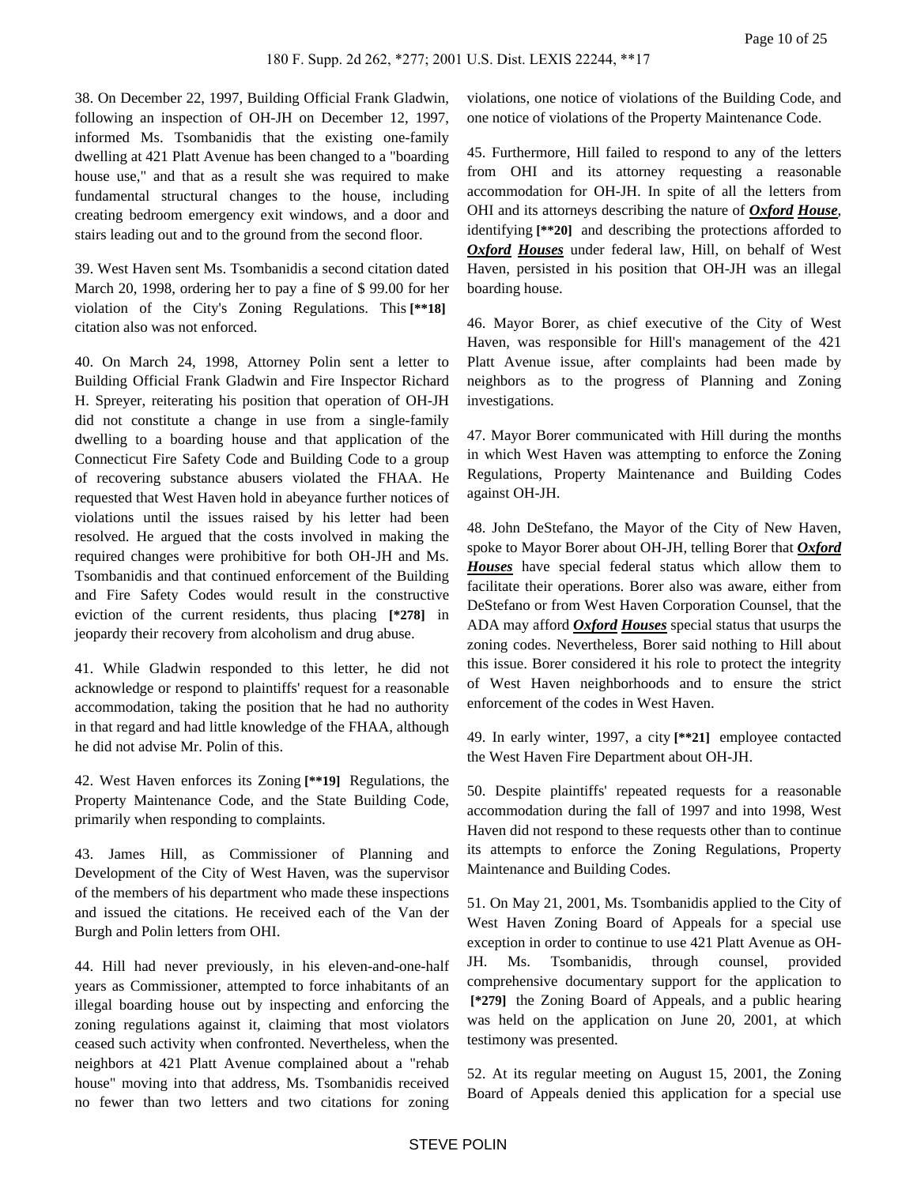38. On December 22, 1997, Building Official Frank Gladwin, following an inspection of OH-JH on December 12, 1997, informed Ms. Tsombanidis that the existing one-family dwelling at 421 Platt Avenue has been changed to a "boarding house use," and that as a result she was required to make fundamental structural changes to the house, including creating bedroom emergency exit windows, and a door and stairs leading out and to the ground from the second floor.

39. West Haven sent Ms. Tsombanidis a second citation dated March 20, 1998, ordering her to pay a fine of $ 99.00 for her violation of the City's Zoning Regulations. This **[**18]** citation also was not enforced.

40. On March 24, 1998, Attorney Polin sent a letter to Building Official Frank Gladwin and Fire Inspector Richard H. Spreyer, reiterating his position that operation of OH-JH did not constitute a change in use from a single-family dwelling to a boarding house and that application of the Connecticut Fire Safety Code and Building Code to a group of recovering substance abusers violated the FHAA. He requested that West Haven hold in abeyance further notices of violations until the issues raised by his letter had been resolved. He argued that the costs involved in making the required changes were prohibitive for both OH-JH and Ms. Tsombanidis and that continued enforcement of the Building and Fire Safety Codes would result in the constructive eviction of the current residents, thus placing **[*278]** in jeopardy their recovery from alcoholism and drug abuse.

41. While Gladwin responded to this letter, he did not acknowledge or respond to plaintiffs' request for a reasonable accommodation, taking the position that he had no authority in that regard and had little knowledge of the FHAA, although he did not advise Mr. Polin of this.

42. West Haven enforces its Zoning **[**19]** Regulations, the Property Maintenance Code, and the State Building Code, primarily when responding to complaints.

43. James Hill, as Commissioner of Planning and Development of the City of West Haven, was the supervisor of the members of his department who made these inspections and issued the citations. He received each of the Van der Burgh and Polin letters from OHI.

44. Hill had never previously, in his eleven-and-one-half years as Commissioner, attempted to force inhabitants of an illegal boarding house out by inspecting and enforcing the zoning regulations against it, claiming that most violators ceased such activity when confronted. Nevertheless, when the neighbors at 421 Platt Avenue complained about a "rehab house" moving into that address, Ms. Tsombanidis received no fewer than two letters and two citations for zoning violations, one notice of violations of the Building Code, and one notice of violations of the Property Maintenance Code.

45. Furthermore, Hill failed to respond to any of the letters from OHI and its attorney requesting a reasonable accommodation for OH-JH. In spite of all the letters from OHI and its attorneys describing the nature of ***Oxford House***, identifying **[**20]** and describing the protections afforded to ***Oxford Houses*** under federal law, Hill, on behalf of West Haven, persisted in his position that OH-JH was an illegal boarding house.

46. Mayor Borer, as chief executive of the City of West Haven, was responsible for Hill's management of the 421 Platt Avenue issue, after complaints had been made by neighbors as to the progress of Planning and Zoning investigations.

47. Mayor Borer communicated with Hill during the months in which West Haven was attempting to enforce the Zoning Regulations, Property Maintenance and Building Codes against OH-JH.

48. John DeStefano, the Mayor of the City of New Haven, spoke to Mayor Borer about OH-JH, telling Borer that ***Oxford Houses*** have special federal status which allow them to facilitate their operations. Borer also was aware, either from DeStefano or from West Haven Corporation Counsel, that the ADA may afford ***Oxford Houses*** special status that usurps the zoning codes. Nevertheless, Borer said nothing to Hill about this issue. Borer considered it his role to protect the integrity of West Haven neighborhoods and to ensure the strict enforcement of the codes in West Haven.

49. In early winter, 1997, a city **[**21]** employee contacted the West Haven Fire Department about OH-JH.

50. Despite plaintiffs' repeated requests for a reasonable accommodation during the fall of 1997 and into 1998, West Haven did not respond to these requests other than to continue its attempts to enforce the Zoning Regulations, Property Maintenance and Building Codes.

51. On May 21, 2001, Ms. Tsombanidis applied to the City of West Haven Zoning Board of Appeals for a special use exception in order to continue to use 421 Platt Avenue as OH-JH. Ms. Tsombanidis, through counsel, provided comprehensive documentary support for the application to **[*279]** the Zoning Board of Appeals, and a public hearing was held on the application on June 20, 2001, at which testimony was presented.

52. At its regular meeting on August 15, 2001, the Zoning Board of Appeals denied this application for a special use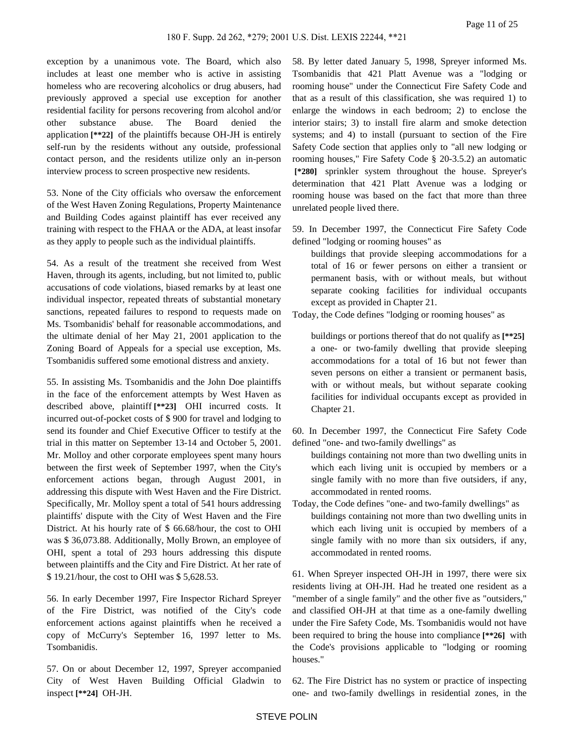exception by a unanimous vote. The Board, which also includes at least one member who is active in assisting homeless who are recovering alcoholics or drug abusers, had previously approved a special use exception for another residential facility for persons recovering from alcohol and/or other substance abuse. The Board denied the application **[**22]** of the plaintiffs because OH-JH is entirely self-run by the residents without any outside, professional contact person, and the residents utilize only an in-person interview process to screen prospective new residents.

53. None of the City officials who oversaw the enforcement of the West Haven Zoning Regulations, Property Maintenance and Building Codes against plaintiff has ever received any training with respect to the FHAA or the ADA, at least insofar as they apply to people such as the individual plaintiffs.

54. As a result of the treatment she received from West Haven, through its agents, including, but not limited to, public accusations of code violations, biased remarks by at least one individual inspector, repeated threats of substantial monetary sanctions, repeated failures to respond to requests made on Ms. Tsombanidis' behalf for reasonable accommodations, and the ultimate denial of her May 21, 2001 application to the Zoning Board of Appeals for a special use exception, Ms. Tsombanidis suffered some emotional distress and anxiety.

55. In assisting Ms. Tsombanidis and the John Doe plaintiffs in the face of the enforcement attempts by West Haven as described above, plaintiff **[**23]** OHI incurred costs. It incurred out-of-pocket costs of $ 900 for travel and lodging to send its founder and Chief Executive Officer to testify at the trial in this matter on September 13-14 and October 5, 2001. Mr. Molloy and other corporate employees spent many hours between the first week of September 1997, when the City's enforcement actions began, through August 2001, in addressing this dispute with West Haven and the Fire District. Specifically, Mr. Molloy spent a total of 541 hours addressing plaintiffs' dispute with the City of West Haven and the Fire District. At his hourly rate of $ 66.68/hour, the cost to OHI was $ 36,073.88. Additionally, Molly Brown, an employee of OHI, spent a total of 293 hours addressing this dispute between plaintiffs and the City and Fire District. At her rate of $ 19.21/hour, the cost to OHI was $ 5,628.53.

56. In early December 1997, Fire Inspector Richard Spreyer of the Fire District, was notified of the City's code enforcement actions against plaintiffs when he received a copy of McCurry's September 16, 1997 letter to Ms. Tsombanidis.

57. On or about December 12, 1997, Spreyer accompanied City of West Haven Building Official Gladwin to inspect **[**24]** OH-JH.

58. By letter dated January 5, 1998, Spreyer informed Ms. Tsombanidis that 421 Platt Avenue was a "lodging or rooming house" under the Connecticut Fire Safety Code and that as a result of this classification, she was required 1) to enlarge the windows in each bedroom; 2) to enclose the interior stairs; 3) to install fire alarm and smoke detection systems; and 4) to install (pursuant to section of the Fire Safety Code section that applies only to "all new lodging or rooming houses," Fire Safety Code § 20-3.5.2) an automatic **[*280]** sprinkler system throughout the house. Spreyer's determination that 421 Platt Avenue was a lodging or rooming house was based on the fact that more than three unrelated people lived there.

59. In December 1997, the Connecticut Fire Safety Code defined "lodging or rooming houses" as

> buildings that provide sleeping accommodations for a total of 16 or fewer persons on either a transient or permanent basis, with or without meals, but without separate cooking facilities for individual occupants except as provided in Chapter 21.

Today, the Code defines "lodging or rooming houses" as

> buildings or portions thereof that do not qualify as **[**25]** a one- or two-family dwelling that provide sleeping accommodations for a total of 16 but not fewer than seven persons on either a transient or permanent basis, with or without meals, but without separate cooking facilities for individual occupants except as provided in Chapter 21.

60. In December 1997, the Connecticut Fire Safety Code defined "one- and two-family dwellings" as

> buildings containing not more than two dwelling units in which each living unit is occupied by members or a single family with no more than five outsiders, if any, accommodated in rented rooms.

Today, the Code defines "one- and two-family dwellings" as

> buildings containing not more than two dwelling units in which each living unit is occupied by members of a single family with no more than six outsiders, if any, accommodated in rented rooms.

61. When Spreyer inspected OH-JH in 1997, there were six residents living at OH-JH. Had he treated one resident as a "member of a single family" and the other five as "outsiders," and classified OH-JH at that time as a one-family dwelling under the Fire Safety Code, Ms. Tsombanidis would not have been required to bring the house into compliance **[**26]** with the Code's provisions applicable to "lodging or rooming houses."

62. The Fire District has no system or practice of inspecting one- and two-family dwellings in residential zones, in the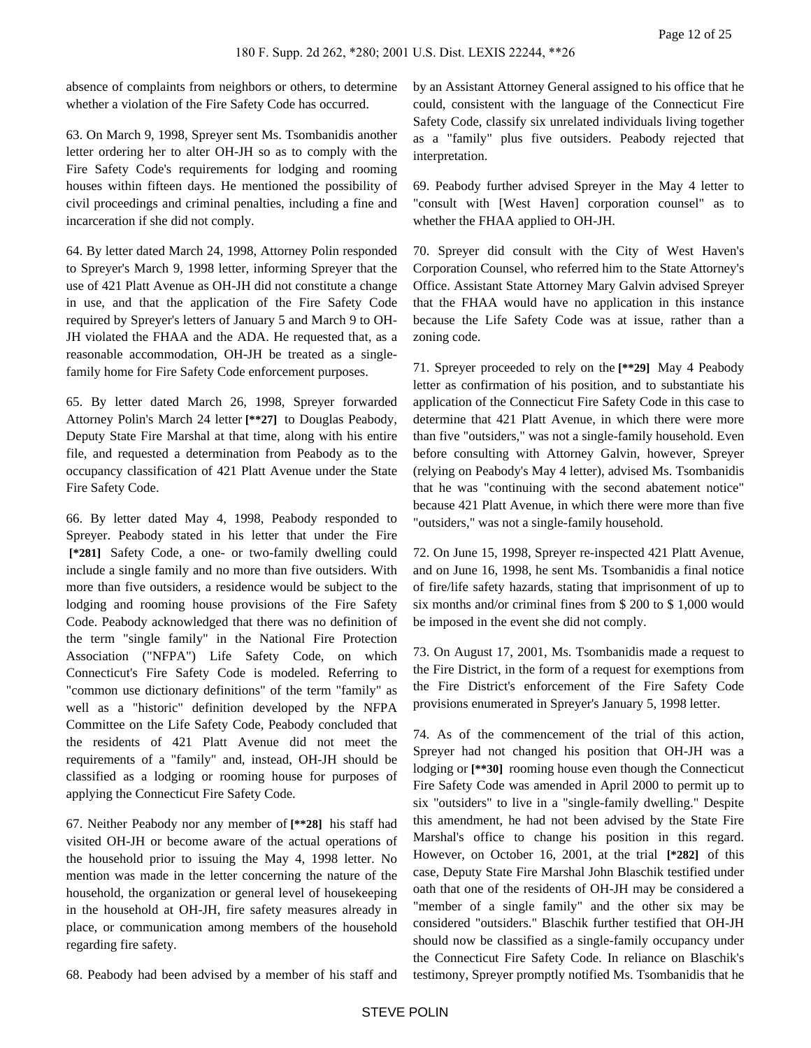absence of complaints from neighbors or others, to determine whether a violation of the Fire Safety Code has occurred.

63. On March 9, 1998, Spreyer sent Ms. Tsombanidis another letter ordering her to alter OH-JH so as to comply with the Fire Safety Code's requirements for lodging and rooming houses within fifteen days. He mentioned the possibility of civil proceedings and criminal penalties, including a fine and incarceration if she did not comply.

64. By letter dated March 24, 1998, Attorney Polin responded to Spreyer's March 9, 1998 letter, informing Spreyer that the use of 421 Platt Avenue as OH-JH did not constitute a change in use, and that the application of the Fire Safety Code required by Spreyer's letters of January 5 and March 9 to OH-JH violated the FHAA and the ADA. He requested that, as a reasonable accommodation, OH-JH be treated as a single-family home for Fire Safety Code enforcement purposes.

65. By letter dated March 26, 1998, Spreyer forwarded Attorney Polin's March 24 letter **[\*\*27]** to Douglas Peabody, Deputy State Fire Marshal at that time, along with his entire file, and requested a determination from Peabody as to the occupancy classification of 421 Platt Avenue under the State Fire Safety Code.

66. By letter dated May 4, 1998, Peabody responded to Spreyer. Peabody stated in his letter that under the Fire **[\*281]** Safety Code, a one- or two-family dwelling could include a single family and no more than five outsiders. With more than five outsiders, a residence would be subject to the lodging and rooming house provisions of the Fire Safety Code. Peabody acknowledged that there was no definition of the term "single family" in the National Fire Protection Association ("NFPA") Life Safety Code, on which Connecticut's Fire Safety Code is modeled. Referring to "common use dictionary definitions" of the term "family" as well as a "historic" definition developed by the NFPA Committee on the Life Safety Code, Peabody concluded that the residents of 421 Platt Avenue did not meet the requirements of a "family" and, instead, OH-JH should be classified as a lodging or rooming house for purposes of applying the Connecticut Fire Safety Code.

67. Neither Peabody nor any member of **[\*\*28]** his staff had visited OH-JH or become aware of the actual operations of the household prior to issuing the May 4, 1998 letter. No mention was made in the letter concerning the nature of the household, the organization or general level of housekeeping in the household at OH-JH, fire safety measures already in place, or communication among members of the household regarding fire safety.

68. Peabody had been advised by a member of his staff and by an Assistant Attorney General assigned to his office that he could, consistent with the language of the Connecticut Fire Safety Code, classify six unrelated individuals living together as a "family" plus five outsiders. Peabody rejected that interpretation.

69. Peabody further advised Spreyer in the May 4 letter to "consult with [West Haven] corporation counsel" as to whether the FHAA applied to OH-JH.

70. Spreyer did consult with the City of West Haven's Corporation Counsel, who referred him to the State Attorney's Office. Assistant State Attorney Mary Galvin advised Spreyer that the FHAA would have no application in this instance because the Life Safety Code was at issue, rather than a zoning code.

71. Spreyer proceeded to rely on the **[\*\*29]** May 4 Peabody letter as confirmation of his position, and to substantiate his application of the Connecticut Fire Safety Code in this case to determine that 421 Platt Avenue, in which there were more than five "outsiders," was not a single-family household. Even before consulting with Attorney Galvin, however, Spreyer (relying on Peabody's May 4 letter), advised Ms. Tsombanidis that he was "continuing with the second abatement notice" because 421 Platt Avenue, in which there were more than five "outsiders," was not a single-family household.

72. On June 15, 1998, Spreyer re-inspected 421 Platt Avenue, and on June 16, 1998, he sent Ms. Tsombanidis a final notice of fire/life safety hazards, stating that imprisonment of up to six months and/or criminal fines from $ 200 to $ 1,000 would be imposed in the event she did not comply.

73. On August 17, 2001, Ms. Tsombanidis made a request to the Fire District, in the form of a request for exemptions from the Fire District's enforcement of the Fire Safety Code provisions enumerated in Spreyer's January 5, 1998 letter.

74. As of the commencement of the trial of this action, Spreyer had not changed his position that OH-JH was a lodging or **[\*\*30]** rooming house even though the Connecticut Fire Safety Code was amended in April 2000 to permit up to six "outsiders" to live in a "single-family dwelling." Despite this amendment, he had not been advised by the State Fire Marshal's office to change his position in this regard. However, on October 16, 2001, at the trial **[\*282]** of this case, Deputy State Fire Marshal John Blaschik testified under oath that one of the residents of OH-JH may be considered a "member of a single family" and the other six may be considered "outsiders." Blaschik further testified that OH-JH should now be classified as a single-family occupancy under the Connecticut Fire Safety Code. In reliance on Blaschik's testimony, Spreyer promptly notified Ms. Tsombanidis that he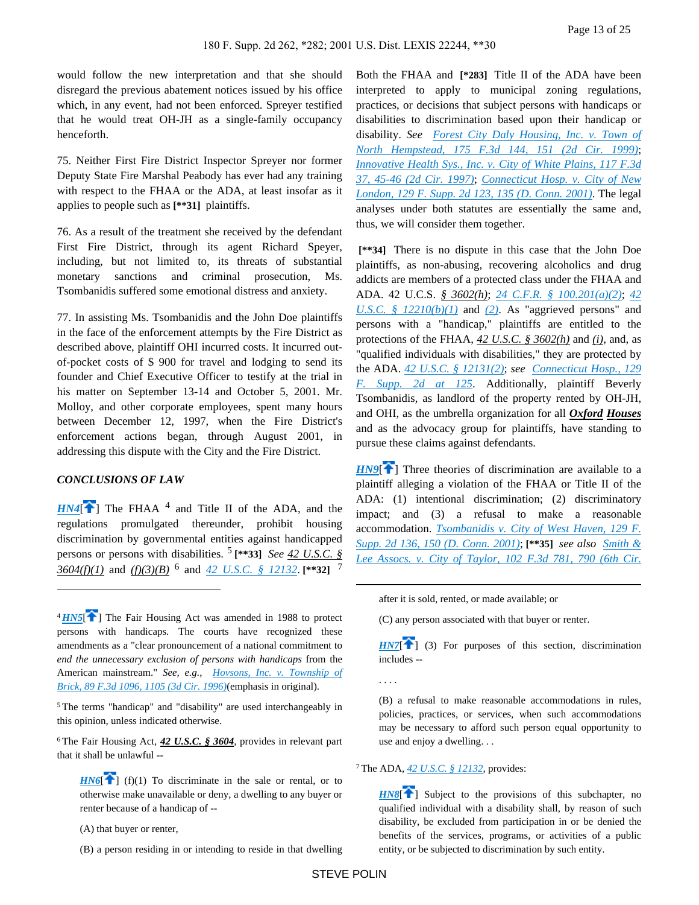would follow the new interpretation and that she should disregard the previous abatement notices issued by his office which, in any event, had not been enforced. Spreyer testified that he would treat OH-JH as a single-family occupancy henceforth.

75. Neither First Fire District Inspector Spreyer nor former Deputy State Fire Marshal Peabody has ever had any training with respect to the FHAA or the ADA, at least insofar as it applies to people such as **[\*\*31]** plaintiffs.

76. As a result of the treatment she received by the defendant First Fire District, through its agent Richard Speyer, including, but not limited to, its threats of substantial monetary sanctions and criminal prosecution, Ms. Tsombanidis suffered some emotional distress and anxiety.

77. In assisting Ms. Tsombanidis and the John Doe plaintiffs in the face of the enforcement attempts by the Fire District as described above, plaintiff OHI incurred costs. It incurred out-of-pocket costs of $ 900 for travel and lodging to send its founder and Chief Executive Officer to testify at the trial in his matter on September 13-14 and October 5, 2001. Mr. Molloy, and other corporate employees, spent many hours between December 12, 1997, when the Fire District's enforcement actions began, through August 2001, in addressing this dispute with the City and the Fire District.

***CONCLUSIONS OF LAW***

***HN4***[] The FHAA [4] and Title II of the ADA, and the regulations promulgated thereunder, prohibit housing discrimination by governmental entities against handicapped persons or persons with disabilities. [5] **[\*\*33]** *See 42 U.S.C. § 3604(f)(1)* and *(f)(3)(B)* [6] and 42 U.S.C. § 12132. **[\*\*32]** [7] Both the FHAA and **[\*283]** Title II of the ADA have been interpreted to apply to municipal zoning regulations, practices, or decisions that subject persons with handicaps or disabilities to discrimination based upon their handicap or disability. *See* *Forest City Daly Housing, Inc. v. Town of North Hempstead, 175 F.3d 144, 151 (2d Cir. 1999)*; *Innovative Health Sys., Inc. v. City of White Plains, 117 F.3d 37, 45-46 (2d Cir. 1997)*; *Connecticut Hosp. v. City of New London, 129 F. Supp. 2d 123, 135 (D. Conn. 2001)*. The legal analyses under both statutes are essentially the same and, thus, we will consider them together.

**[\*\*34]** There is no dispute in this case that the John Doe plaintiffs, as non-abusing, recovering alcoholics and drug addicts are members of a protected class under the FHAA and ADA. 42 U.C.S. *§ 3602(h)*; *24 C.F.R. § 100.201(a)(2)*; *42 U.S.C. § 12210(b)(1)* and *(2)*. As "aggrieved persons" and persons with a "handicap," plaintiffs are entitled to the protections of the FHAA, *42 U.S.C. § 3602(h)* and *(i)*, and, as "qualified individuals with disabilities," they are protected by the ADA. *42 U.S.C. § 12131(2)*; *see* *Connecticut Hosp., 129 F. Supp. 2d at 125*. Additionally, plaintiff Beverly Tsombanidis, as landlord of the property rented by OH-JH, and OHI, as the umbrella organization for all ***Oxford Houses*** and as the advocacy group for plaintiffs, have standing to pursue these claims against defendants.

***HN9***[] Three theories of discrimination are available to a plaintiff alleging a violation of the FHAA or Title II of the ADA: (1) intentional discrimination; (2) discriminatory impact; and (3) a refusal to make a reasonable accommodation. *Tsombanidis v. City of West Haven, 129 F. Supp. 2d 136, 150 (D. Conn. 2001)*; **[\*\*35]** *see also* *Smith & Lee Assocs. v. City of Taylor, 102 F.3d 781, 790 (6th Cir.*

---

[4] ***HN5***[] The Fair Housing Act was amended in 1988 to protect persons with handicaps. The courts have recognized these amendments as a "clear pronouncement of a national commitment to *end the unnecessary exclusion of persons with handicaps* from the American mainstream." *See, e.g.,* *Hovsons, Inc. v. Township of Brick, 89 F.3d 1096, 1105 (3d Cir. 1996)*(emphasis in original).

[5] The terms "handicap" and "disability" are used interchangeably in this opinion, unless indicated otherwise.

[6] The Fair Housing Act, ***42 U.S.C. § 3604***, provides in relevant part that it shall be unlawful --

> ***HN6***[] (f)(1) To discriminate in the sale or rental, or to otherwise make unavailable or deny, a dwelling to any buyer or renter because of a handicap of --
>
> (A) that buyer or renter,
>
> (B) a person residing in or intending to reside in that dwelling after it is sold, rented, or made available; or
>
> (C) any person associated with that buyer or renter.
>
> ***HN7***[] (3) For purposes of this section, discrimination includes --
>
> . . . .
>
> (B) a refusal to make reasonable accommodations in rules, policies, practices, or services, when such accommodations may be necessary to afford such person equal opportunity to use and enjoy a dwelling. . .

[7] The ADA, *42 U.S.C. § 12132*, provides:

> ***HN8***[] Subject to the provisions of this subchapter, no qualified individual with a disability shall, by reason of such disability, be excluded from participation in or be denied the benefits of the services, programs, or activities of a public entity, or be subjected to discrimination by such entity.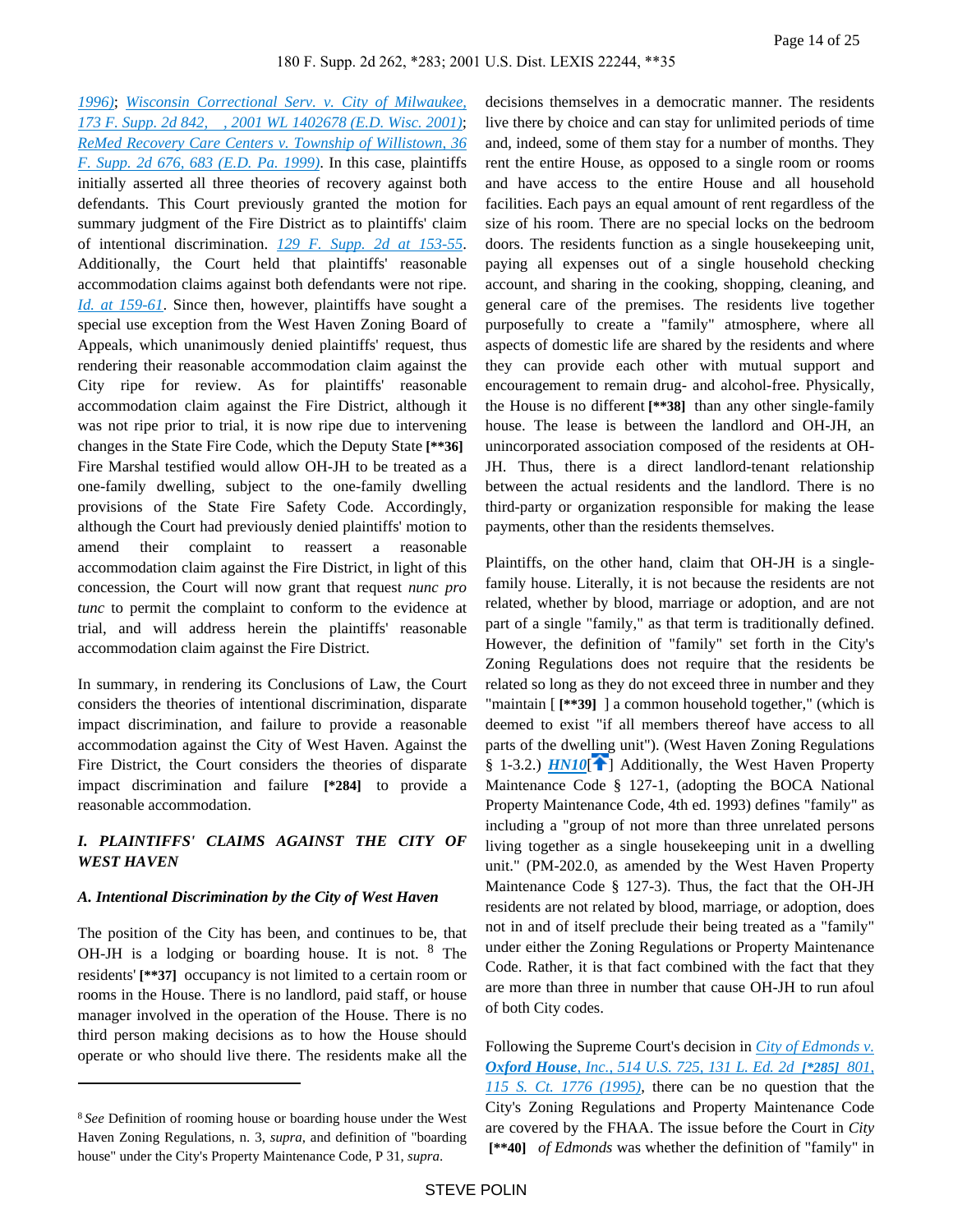1996); Wisconsin Correctional Serv. v. City of Milwaukee, 173 F. Supp. 2d 842, , 2001 WL 1402678 (E.D. Wisc. 2001); ReMed Recovery Care Centers v. Township of Willistown, 36 F. Supp. 2d 676, 683 (E.D. Pa. 1999). In this case, plaintiffs initially asserted all three theories of recovery against both defendants. This Court previously granted the motion for summary judgment of the Fire District as to plaintiffs' claim of intentional discrimination. 129 F. Supp. 2d at 153-55. Additionally, the Court held that plaintiffs' reasonable accommodation claims against both defendants were not ripe. Id. at 159-61. Since then, however, plaintiffs have sought a special use exception from the West Haven Zoning Board of Appeals, which unanimously denied plaintiffs' request, thus rendering their reasonable accommodation claim against the City ripe for review. As for plaintiffs' reasonable accommodation claim against the Fire District, although it was not ripe prior to trial, it is now ripe due to intervening changes in the State Fire Code, which the Deputy State **[\*\*36]** Fire Marshal testified would allow OH-JH to be treated as a one-family dwelling, subject to the one-family dwelling provisions of the State Fire Safety Code. Accordingly, although the Court had previously denied plaintiffs' motion to amend their complaint to reassert a reasonable accommodation claim against the Fire District, in light of this concession, the Court will now grant that request *nunc pro tunc* to permit the complaint to conform to the evidence at trial, and will address herein the plaintiffs' reasonable accommodation claim against the Fire District.

In summary, in rendering its Conclusions of Law, the Court considers the theories of intentional discrimination, disparate impact discrimination, and failure to provide a reasonable accommodation against the City of West Haven. Against the Fire District, the Court considers the theories of disparate impact discrimination and failure **[\*284]** to provide a reasonable accommodation.

### *I. PLAINTIFFS' CLAIMS AGAINST THE CITY OF WEST HAVEN*

#### *A. Intentional Discrimination by the City of West Haven*

The position of the City has been, and continues to be, that OH-JH is a lodging or boarding house. It is not. [8] The residents' **[\*\*37]** occupancy is not limited to a certain room or rooms in the House. There is no landlord, paid staff, or house manager involved in the operation of the House. There is no third person making decisions as to how the House should operate or who should live there. The residents make all the decisions themselves in a democratic manner. The residents live there by choice and can stay for unlimited periods of time and, indeed, some of them stay for a number of months. They rent the entire House, as opposed to a single room or rooms and have access to the entire House and all household facilities. Each pays an equal amount of rent regardless of the size of his room. There are no special locks on the bedroom doors. The residents function as a single housekeeping unit, paying all expenses out of a single household checking account, and sharing in the cooking, shopping, cleaning, and general care of the premises. The residents live together purposefully to create a "family" atmosphere, where all aspects of domestic life are shared by the residents and where they can provide each other with mutual support and encouragement to remain drug- and alcohol-free. Physically, the House is no different **[\*\*38]** than any other single-family house. The lease is between the landlord and OH-JH, an unincorporated association composed of the residents at OH-JH. Thus, there is a direct landlord-tenant relationship between the actual residents and the landlord. There is no third-party or organization responsible for making the lease payments, other than the residents themselves.

Plaintiffs, on the other hand, claim that OH-JH is a single-family house. Literally, it is not because the residents are not related, whether by blood, marriage or adoption, and are not part of a single "family," as that term is traditionally defined. However, the definition of "family" set forth in the City's Zoning Regulations does not require that the residents be related so long as they do not exceed three in number and they "maintain [ **[\*\*39]** ] a common household together," (which is deemed to exist "if all members thereof have access to all parts of the dwelling unit"). (West Haven Zoning Regulations § 1-3.2.) ***HN10*** Additionally, the West Haven Property Maintenance Code § 127-1, (adopting the BOCA National Property Maintenance Code, 4th ed. 1993) defines "family" as including a "group of not more than three unrelated persons living together as a single housekeeping unit in a dwelling unit." (PM-202.0, as amended by the West Haven Property Maintenance Code § 127-3). Thus, the fact that the OH-JH residents are not related by blood, marriage, or adoption, does not in and of itself preclude their being treated as a "family" under either the Zoning Regulations or Property Maintenance Code. Rather, it is that fact combined with the fact that they are more than three in number that cause OH-JH to run afoul of both City codes.

Following the Supreme Court's decision in City of Edmonds v. ***Oxford House***, Inc., 514 U.S. 725, 131 L. Ed. 2d **[\*285]** 801, 115 S. Ct. 1776 (1995), there can be no question that the City's Zoning Regulations and Property Maintenance Code are covered by the FHAA. The issue before the Court in *City* **[\*\*40]** *of Edmonds* was whether the definition of "family" in

[8] *See* Definition of rooming house or boarding house under the West Haven Zoning Regulations, n. 3, *supra*, and definition of "boarding house" under the City's Property Maintenance Code, P 31, *supra*.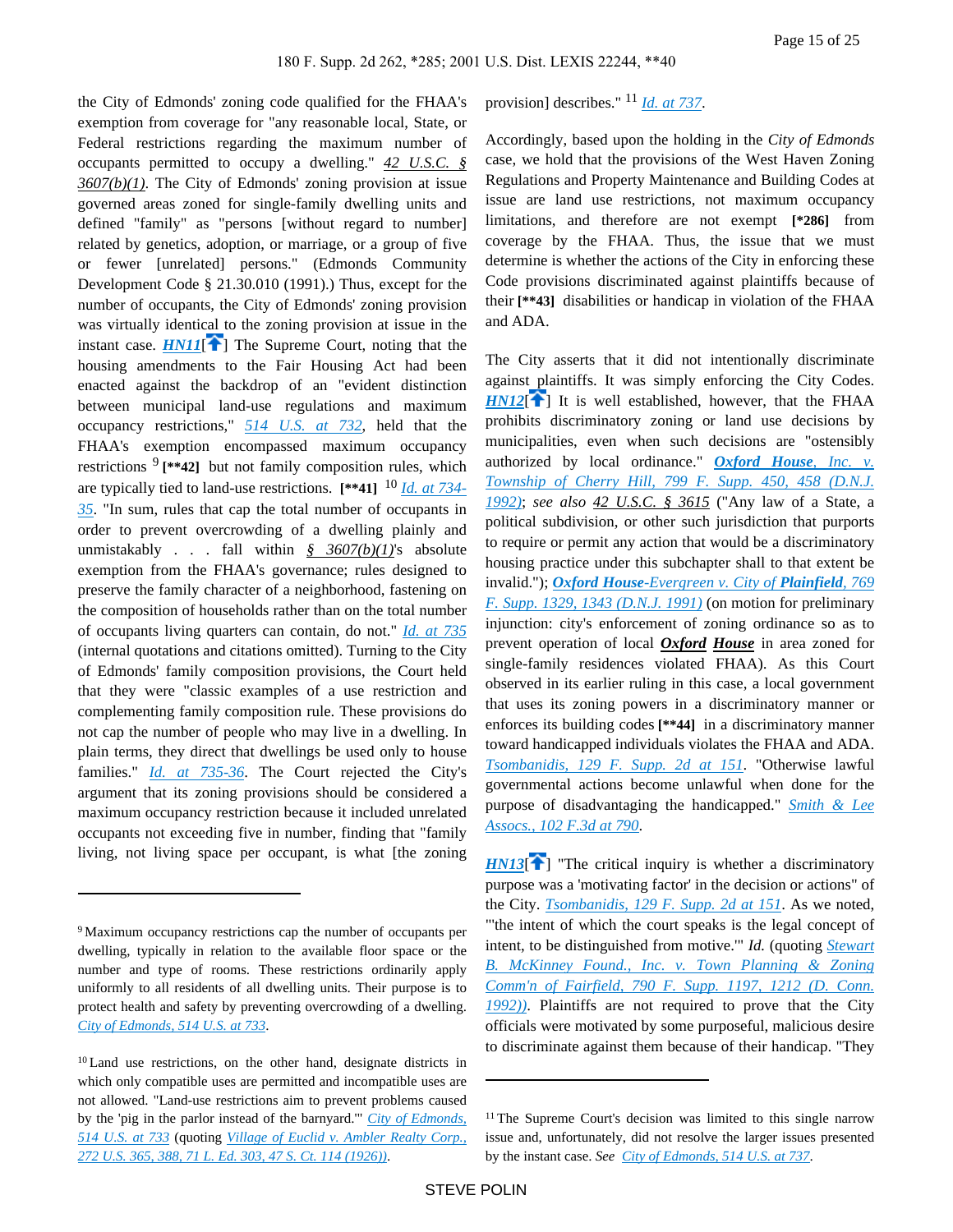the City of Edmonds' zoning code qualified for the FHAA's exemption from coverage for "any reasonable local, State, or Federal restrictions regarding the maximum number of occupants permitted to occupy a dwelling." *42 U.S.C. § 3607(b)(1)*. The City of Edmonds' zoning provision at issue governed areas zoned for single-family dwelling units and defined "family" as "persons [without regard to number] related by genetics, adoption, or marriage, or a group of five or fewer [unrelated] persons." (Edmonds Community Development Code § 21.30.010 (1991).) Thus, except for the number of occupants, the City of Edmonds' zoning provision was virtually identical to the zoning provision at issue in the instant case. ***HN11***[↑] The Supreme Court, noting that the housing amendments to the Fair Housing Act had been enacted against the backdrop of an "evident distinction between municipal land-use regulations and maximum occupancy restrictions," *514 U.S. at 732*, held that the FHAA's exemption encompassed maximum occupancy restrictions [9] **[\*\*42]** but not family composition rules, which are typically tied to land-use restrictions. **[\*\*41]** [10] *Id. at 734-35*. "In sum, rules that cap the total number of occupants in order to prevent overcrowding of a dwelling plainly and unmistakably . . . fall within *§ 3607(b)(1)*'s absolute exemption from the FHAA's governance; rules designed to preserve the family character of a neighborhood, fastening on the composition of households rather than on the total number of occupants living quarters can contain, do not." *Id. at 735* (internal quotations and citations omitted). Turning to the City of Edmonds' family composition provisions, the Court held that they were "classic examples of a use restriction and complementing family composition rule. These provisions do not cap the number of people who may live in a dwelling. In plain terms, they direct that dwellings be used only to house families." *Id. at 735-36*. The Court rejected the City's argument that its zoning provisions should be considered a maximum occupancy restriction because it included unrelated occupants not exceeding five in number, finding that "family living, not living space per occupant, is what [the zoning provision] describes." [11] *Id. at 737*.

Accordingly, based upon the holding in the *City of Edmonds* case, we hold that the provisions of the West Haven Zoning Regulations and Property Maintenance and Building Codes at issue are land use restrictions, not maximum occupancy limitations, and therefore are not exempt **[\*286]** from coverage by the FHAA. Thus, the issue that we must determine is whether the actions of the City in enforcing these Code provisions discriminated against plaintiffs because of their **[\*\*43]** disabilities or handicap in violation of the FHAA and ADA.

The City asserts that it did not intentionally discriminate against plaintiffs. It was simply enforcing the City Codes. ***HN12***[↑] It is well established, however, that the FHAA prohibits discriminatory zoning or land use decisions by municipalities, even when such decisions are "ostensibly authorized by local ordinance." ***Oxford House**, Inc. v. Township of Cherry Hill, 799 F. Supp. 450, 458 (D.N.J. 1992)*; *see also 42 U.S.C. § 3615* ("Any law of a State, a political subdivision, or other such jurisdiction that purports to require or permit any action that would be a discriminatory housing practice under this subchapter shall to that extent be invalid."); ***Oxford House**-Evergreen v. City of **Plainfield**, 769 F. Supp. 1329, 1343 (D.N.J. 1991)* (on motion for preliminary injunction: city's enforcement of zoning ordinance so as to prevent operation of local ***Oxford House*** in area zoned for single-family residences violated FHAA). As this Court observed in its earlier ruling in this case, a local government that uses its zoning powers in a discriminatory manner or enforces its building codes **[\*\*44]** in a discriminatory manner toward handicapped individuals violates the FHAA and ADA. *Tsombanidis, 129 F. Supp. 2d at 151*. "Otherwise lawful governmental actions become unlawful when done for the purpose of disadvantaging the handicapped." *Smith & Lee Assocs., 102 F.3d at 790*.

***HN13***[↑] "The critical inquiry is whether a discriminatory purpose was a 'motivating factor' in the decision or actions" of the City. *Tsombanidis, 129 F. Supp. 2d at 151*. As we noted, "'the intent of which the court speaks is the legal concept of intent, to be distinguished from motive.'" *Id.* (quoting *Stewart B. McKinney Found., Inc. v. Town Planning & Zoning Comm'n of Fairfield, 790 F. Supp. 1197, 1212 (D. Conn. 1992)*). Plaintiffs are not required to prove that the City officials were motivated by some purposeful, malicious desire to discriminate against them because of their handicap. "They

---

[9] Maximum occupancy restrictions cap the number of occupants per dwelling, typically in relation to the available floor space or the number and type of rooms. These restrictions ordinarily apply uniformly to all residents of all dwelling units. Their purpose is to protect health and safety by preventing overcrowding of a dwelling. *City of Edmonds, 514 U.S. at 733*.

[10] Land use restrictions, on the other hand, designate districts in which only compatible uses are permitted and incompatible uses are not allowed. "Land-use restrictions aim to prevent problems caused by the 'pig in the parlor instead of the barnyard.'" *City of Edmonds, 514 U.S. at 733* (quoting *Village of Euclid v. Ambler Realty Corp., 272 U.S. 365, 388, 71 L. Ed. 303, 47 S. Ct. 114 (1926)*).

[11] The Supreme Court's decision was limited to this single narrow issue and, unfortunately, did not resolve the larger issues presented by the instant case. *See City of Edmonds, 514 U.S. at 737*.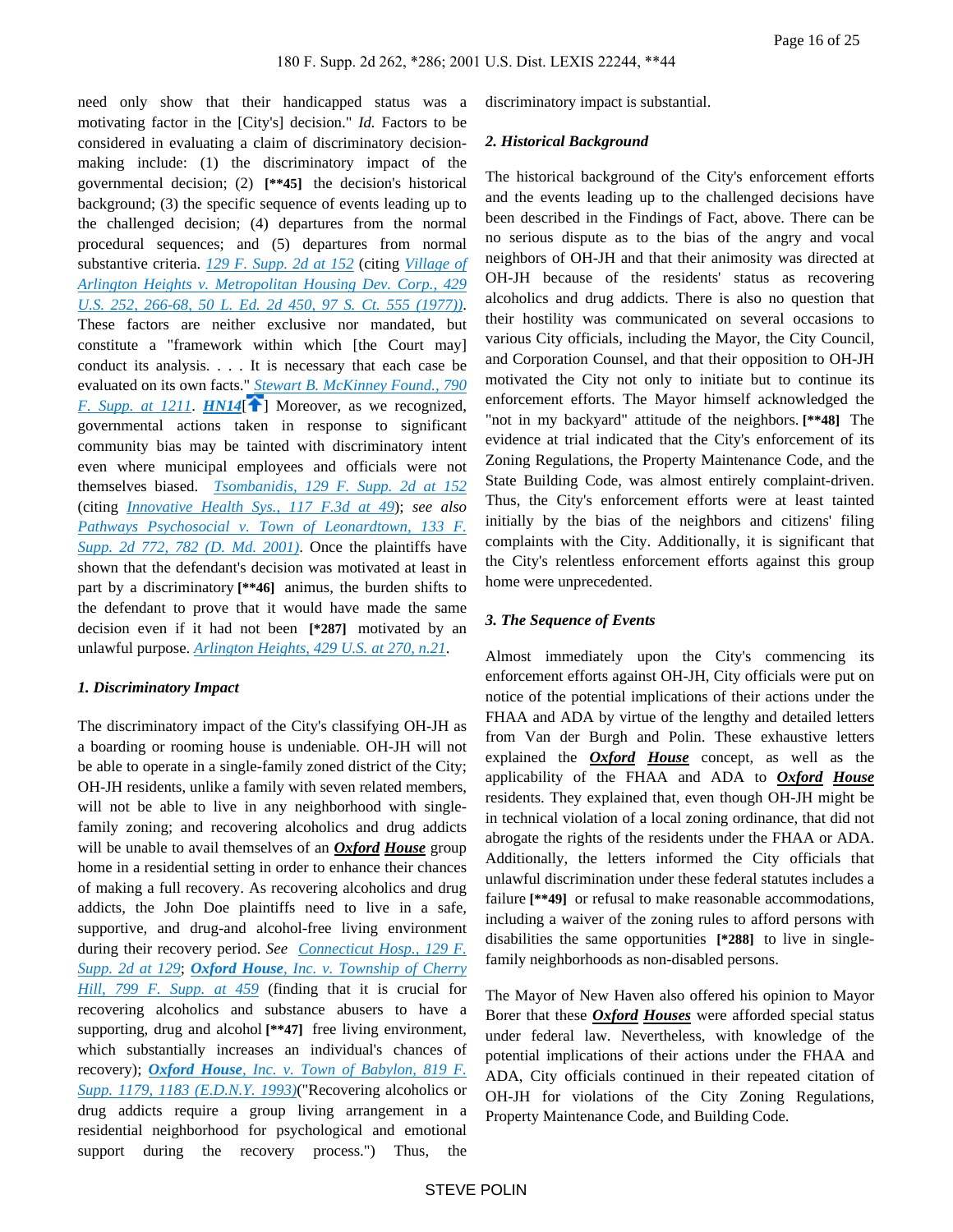need only show that their handicapped status was a motivating factor in the [City's] decision." *Id.* Factors to be considered in evaluating a claim of discriminatory decision-making include: (1) the discriminatory impact of the governmental decision; (2) **[**45]** the decision's historical background; (3) the specific sequence of events leading up to the challenged decision; (4) departures from the normal procedural sequences; and (5) departures from normal substantive criteria. *129 F. Supp. 2d at 152* (citing *Village of Arlington Heights v. Metropolitan Housing Dev. Corp., 429 U.S. 252, 266-68, 50 L. Ed. 2d 450, 97 S. Ct. 555 (1977)*). These factors are neither exclusive nor mandated, but constitute a "framework within which [the Court may] conduct its analysis. . . . It is necessary that each case be evaluated on its own facts." *Stewart B. McKinney Found., 790 F. Supp. at 1211*. ***HN14***[] Moreover, as we recognized, governmental actions taken in response to significant community bias may be tainted with discriminatory intent even where municipal employees and officials were not themselves biased. *Tsombanidis, 129 F. Supp. 2d at 152* (citing *Innovative Health Sys., 117 F.3d at 49*); *see also Pathways Psychosocial v. Town of Leonardtown, 133 F. Supp. 2d 772, 782 (D. Md. 2001)*. Once the plaintiffs have shown that the defendant's decision was motivated at least in part by a discriminatory **[**46]** animus, the burden shifts to the defendant to prove that it would have made the same decision even if it had not been **[*287]** motivated by an unlawful purpose. *Arlington Heights, 429 U.S. at 270, n.21*.

#### *1. Discriminatory Impact*

The discriminatory impact of the City's classifying OH-JH as a boarding or rooming house is undeniable. OH-JH will not be able to operate in a single-family zoned district of the City; OH-JH residents, unlike a family with seven related members, will not be able to live in any neighborhood with single-family zoning; and recovering alcoholics and drug addicts will be unable to avail themselves of an ***Oxford House*** group home in a residential setting in order to enhance their chances of making a full recovery. As recovering alcoholics and drug addicts, the John Doe plaintiffs need to live in a safe, supportive, and drug-and alcohol-free living environment during their recovery period. *See Connecticut Hosp., 129 F. Supp. 2d at 129*; ***Oxford House****, Inc. v. Township of Cherry Hill, 799 F. Supp. at 459* (finding that it is crucial for recovering alcoholics and substance abusers to have a supporting, drug and alcohol **[**47]** free living environment, which substantially increases an individual's chances of recovery); ***Oxford House****, Inc. v. Town of Babylon, 819 F. Supp. 1179, 1183 (E.D.N.Y. 1993)*("Recovering alcoholics or drug addicts require a group living arrangement in a residential neighborhood for psychological and emotional support during the recovery process.") Thus, the discriminatory impact is substantial.

#### *2. Historical Background*

The historical background of the City's enforcement efforts and the events leading up to the challenged decisions have been described in the Findings of Fact, above. There can be no serious dispute as to the bias of the angry and vocal neighbors of OH-JH and that their animosity was directed at OH-JH because of the residents' status as recovering alcoholics and drug addicts. There is also no question that their hostility was communicated on several occasions to various City officials, including the Mayor, the City Council, and Corporation Counsel, and that their opposition to OH-JH motivated the City not only to initiate but to continue its enforcement efforts. The Mayor himself acknowledged the "not in my backyard" attitude of the neighbors. **[**48]** The evidence at trial indicated that the City's enforcement of its Zoning Regulations, the Property Maintenance Code, and the State Building Code, was almost entirely complaint-driven. Thus, the City's enforcement efforts were at least tainted initially by the bias of the neighbors and citizens' filing complaints with the City. Additionally, it is significant that the City's relentless enforcement efforts against this group home were unprecedented.

#### *3. The Sequence of Events*

Almost immediately upon the City's commencing its enforcement efforts against OH-JH, City officials were put on notice of the potential implications of its actions under the FHAA and ADA by virtue of the lengthy and detailed letters from Van der Burgh and Polin. These exhaustive letters explained the ***Oxford House*** concept, as well as the applicability of the FHAA and ADA to ***Oxford House*** residents. They explained that, even though OH-JH might be in technical violation of a local zoning ordinance, that did not abrogate the rights of the residents under the FHAA or ADA. Additionally, the letters informed the City officials that unlawful discrimination under these federal statutes includes a failure **[**49]** or refusal to make reasonable accommodations, including a waiver of the zoning rules to afford persons with disabilities the same opportunities **[*288]** to live in single-family neighborhoods as non-disabled persons.

The Mayor of New Haven also offered his opinion to Mayor Borer that these ***Oxford Houses*** were afforded special status under federal law. Nevertheless, with knowledge of the potential implications of their actions under the FHAA and ADA, City officials continued in their repeated citation of OH-JH for violations of the City Zoning Regulations, Property Maintenance Code, and Building Code.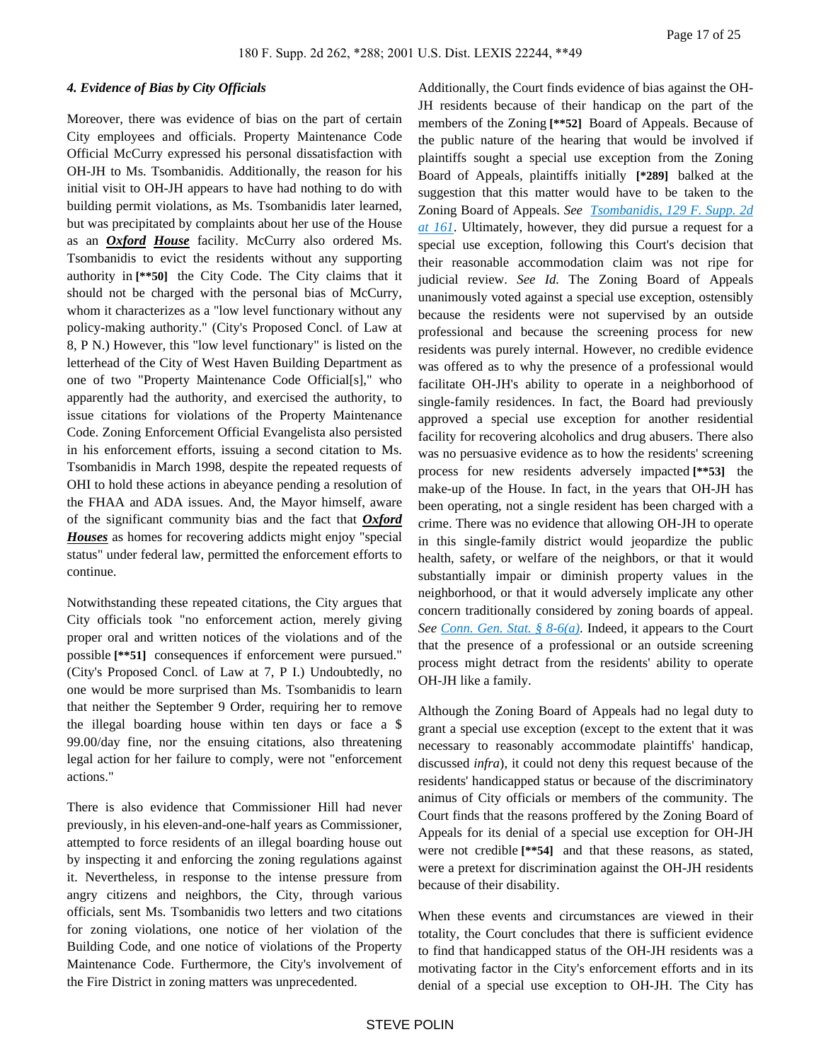#### *4. Evidence of Bias by City Officials*

Moreover, there was evidence of bias on the part of certain City employees and officials. Property Maintenance Code Official McCurry expressed his personal dissatisfaction with OH-JH to Ms. Tsombanidis. Additionally, the reason for his initial visit to OH-JH appears to have had nothing to do with building permit violations, as Ms. Tsombanidis later learned, but was precipitated by complaints about her use of the House as an ***Oxford House*** facility. McCurry also ordered Ms. Tsombanidis to evict the residents without any supporting authority in **[\*\*50]** the City Code. The City claims that it should not be charged with the personal bias of McCurry, whom it characterizes as a "low level functionary without any policy-making authority." (City's Proposed Concl. of Law at 8, P N.) However, this "low level functionary" is listed on the letterhead of the City of West Haven Building Department as one of two "Property Maintenance Code Official[s]," who apparently had the authority, and exercised the authority, to issue citations for violations of the Property Maintenance Code. Zoning Enforcement Official Evangelista also persisted in his enforcement efforts, issuing a second citation to Ms. Tsombanidis in March 1998, despite the repeated requests of OHI to hold these actions in abeyance pending a resolution of the FHAA and ADA issues. And, the Mayor himself, aware of the significant community bias and the fact that ***Oxford Houses*** as homes for recovering addicts might enjoy "special status" under federal law, permitted the enforcement efforts to continue.

Notwithstanding these repeated citations, the City argues that City officials took "no enforcement action, merely giving proper oral and written notices of the violations and of the possible **[\*\*51]** consequences if enforcement were pursued." (City's Proposed Concl. of Law at 7, P I.) Undoubtedly, no one would be more surprised than Ms. Tsombanidis to learn that neither the September 9 Order, requiring her to remove the illegal boarding house within ten days or face a $ 99.00/day fine, nor the ensuing citations, also threatening legal action for her failure to comply, were not "enforcement actions."

There is also evidence that Commissioner Hill had never previously, in his eleven-and-one-half years as Commissioner, attempted to force residents of an illegal boarding house out by inspecting it and enforcing the zoning regulations against it. Nevertheless, in response to the intense pressure from angry citizens and neighbors, the City, through various officials, sent Ms. Tsombanidis two letters and two citations for zoning violations, one notice of her violation of the Building Code, and one notice of violations of the Property Maintenance Code. Furthermore, the City's involvement of the Fire District in zoning matters was unprecedented.

Additionally, the Court finds evidence of bias against the OH-JH residents because of their handicap on the part of the members of the Zoning **[\*\*52]** Board of Appeals. Because of the public nature of the hearing that would be involved if plaintiffs sought a special use exception from the Zoning Board of Appeals, plaintiffs initially **[\*289]** balked at the suggestion that this matter would have to be taken to the Zoning Board of Appeals. *See* Tsombanidis, 129 F. Supp. 2d at 161. Ultimately, however, they did pursue a request for a special use exception, following this Court's decision that their reasonable accommodation claim was not ripe for judicial review. *See Id.* The Zoning Board of Appeals unanimously voted against a special use exception, ostensibly because the residents were not supervised by an outside professional and because the screening process for new residents was purely internal. However, no credible evidence was offered as to why the presence of a professional would facilitate OH-JH's ability to operate in a neighborhood of single-family residences. In fact, the Board had previously approved a special use exception for another residential facility for recovering alcoholics and drug abusers. There also was no persuasive evidence as to how the residents' screening process for new residents adversely impacted **[\*\*53]** the make-up of the House. In fact, in the years that OH-JH has been operating, not a single resident has been charged with a crime. There was no evidence that allowing OH-JH to operate in this single-family district would jeopardize the public health, safety, or welfare of the neighbors, or that it would substantially impair or diminish property values in the neighborhood, or that it would adversely implicate any other concern traditionally considered by zoning boards of appeal. *See* Conn. Gen. Stat. § 8-6(a). Indeed, it appears to the Court that the presence of a professional or an outside screening process might detract from the residents' ability to operate OH-JH like a family.

Although the Zoning Board of Appeals had no legal duty to grant a special use exception (except to the extent that it was necessary to reasonably accommodate plaintiffs' handicap, discussed *infra*), it could not deny this request because of the residents' handicapped status or because of the discriminatory animus of City officials or members of the community. The Court finds that the reasons proffered by the Zoning Board of Appeals for its denial of a special use exception for OH-JH were not credible **[\*\*54]** and that these reasons, as stated, were a pretext for discrimination against the OH-JH residents because of their disability.

When these events and circumstances are viewed in their totality, the Court concludes that there is sufficient evidence to find that handicapped status of the OH-JH residents was a motivating factor in the City's enforcement efforts and in its denial of a special use exception to OH-JH. The City has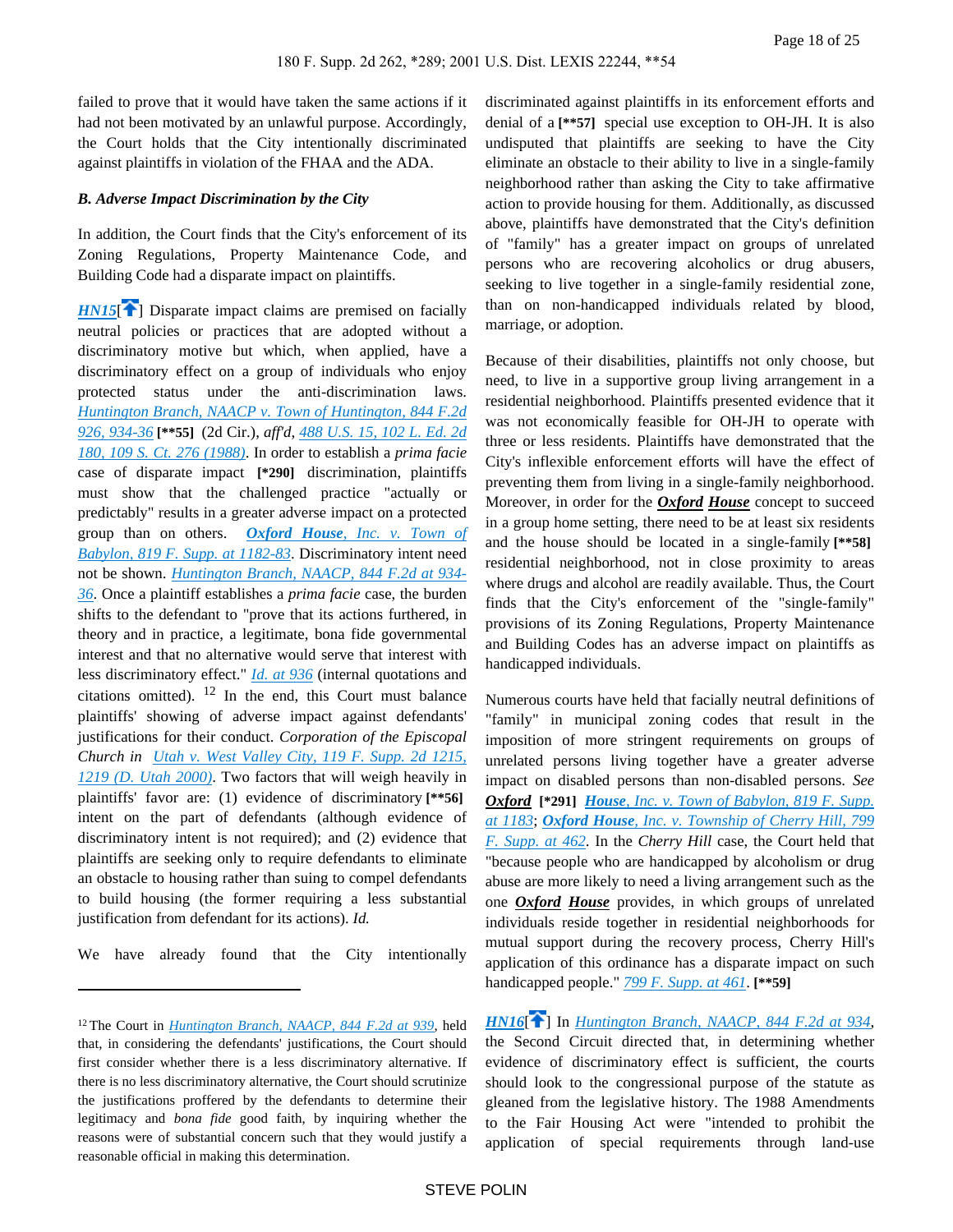failed to prove that it would have taken the same actions if it had not been motivated by an unlawful purpose. Accordingly, the Court holds that the City intentionally discriminated against plaintiffs in violation of the FHAA and the ADA.

### *B. Adverse Impact Discrimination by the City*

In addition, the Court finds that the City's enforcement of its Zoning Regulations, Property Maintenance Code, and Building Code had a disparate impact on plaintiffs.

**HN15**[] Disparate impact claims are premised on facially neutral policies or practices that are adopted without a discriminatory motive but which, when applied, have a discriminatory effect on a group of individuals who enjoy protected status under the anti-discrimination laws. *Huntington Branch, NAACP v. Town of Huntington, 844 F.2d 926, 934-36* **[**55]** (2d Cir.), *aff'd*, *488 U.S. 15, 102 L. Ed. 2d 180, 109 S. Ct. 276 (1988)*. In order to establish a *prima facie* case of disparate impact **[*290]** discrimination, plaintiffs must show that the challenged practice "actually or predictably" results in a greater adverse impact on a protected group than on others. ***Oxford House**, Inc. v. Town of Babylon, 819 F. Supp. at 1182-83*. Discriminatory intent need not be shown. *Huntington Branch, NAACP, 844 F.2d at 934-36*. Once a plaintiff establishes a *prima facie* case, the burden shifts to the defendant to "prove that its actions furthered, in theory and in practice, a legitimate, bona fide governmental interest and that no alternative would serve that interest with less discriminatory effect." *Id. at 936* (internal quotations and citations omitted). [12] In the end, this Court must balance plaintiffs' showing of adverse impact against defendants' justifications for their conduct. *Corporation of the Episcopal Church in Utah v. West Valley City, 119 F. Supp. 2d 1215, 1219 (D. Utah 2000)*. Two factors that will weigh heavily in plaintiffs' favor are: (1) evidence of discriminatory **[**56]** intent on the part of defendants (although evidence of discriminatory intent is not required); and (2) evidence that plaintiffs are seeking only to require defendants to eliminate an obstacle to housing rather than suing to compel defendants to build housing (the former requiring a less substantial justification from defendant for its actions). *Id.*

We have already found that the City intentionally discriminated against plaintiffs in its enforcement efforts and denial of a **[**57]** special use exception to OH-JH. It is also undisputed that plaintiffs are seeking to have the City eliminate an obstacle to their ability to live in a single-family neighborhood rather than asking the City to take affirmative action to provide housing for them. Additionally, as discussed above, plaintiffs have demonstrated that the City's definition of "family" has a greater impact on groups of unrelated persons who are recovering alcoholics or drug abusers, seeking to live together in a single-family residential zone, than on non-handicapped individuals related by blood, marriage, or adoption.

Because of their disabilities, plaintiffs not only choose, but need, to live in a supportive group living arrangement in a residential neighborhood. Plaintiffs presented evidence that it was not economically feasible for OH-JH to operate with three or less residents. Plaintiffs have demonstrated that the City's inflexible enforcement efforts will have the effect of preventing them from living in a single-family neighborhood. Moreover, in order for the ***Oxford House*** concept to succeed in a group home setting, there need to be at least six residents and the house should be located in a single-family **[**58]** residential neighborhood, not in close proximity to areas where drugs and alcohol are readily available. Thus, the Court finds that the City's enforcement of the "single-family" provisions of its Zoning Regulations, Property Maintenance and Building Codes has an adverse impact on plaintiffs as handicapped individuals.

Numerous courts have held that facially neutral definitions of "family" in municipal zoning codes that result in the imposition of more stringent requirements on groups of unrelated persons living together have a greater adverse impact on disabled persons than non-disabled persons. *See* ***Oxford*** **[*291]** ***House**, Inc. v. Town of Babylon, 819 F. Supp. at 1183*; ***Oxford House**, Inc. v. Township of Cherry Hill, 799 F. Supp. at 462*. In the *Cherry Hill* case, the Court held that "because people who are handicapped by alcoholism or drug abuse are more likely to need a living arrangement such as the one ***Oxford House*** provides, in which groups of unrelated individuals reside together in residential neighborhoods for mutual support during the recovery process, Cherry Hill's application of this ordinance has a disparate impact on such handicapped people." *799 F. Supp. at 461*. **[**59]**

**HN16**[] In *Huntington Branch, NAACP, 844 F.2d at 934*, the Second Circuit directed that, in determining whether evidence of discriminatory effect is sufficient, the courts should look to the congressional purpose of the statute as gleaned from the legislative history. The 1988 Amendments to the Fair Housing Act were "intended to prohibit the application of special requirements through land-use

---

[12] The Court in *Huntington Branch, NAACP, 844 F.2d at 939*, held that, in considering the defendants' justifications, the Court should first consider whether there is a less discriminatory alternative. If there is no less discriminatory alternative, the Court should scrutinize the justifications proffered by the defendants to determine their legitimacy and *bona fide* good faith, by inquiring whether the reasons were of substantial concern such that they would justify a reasonable official in making this determination.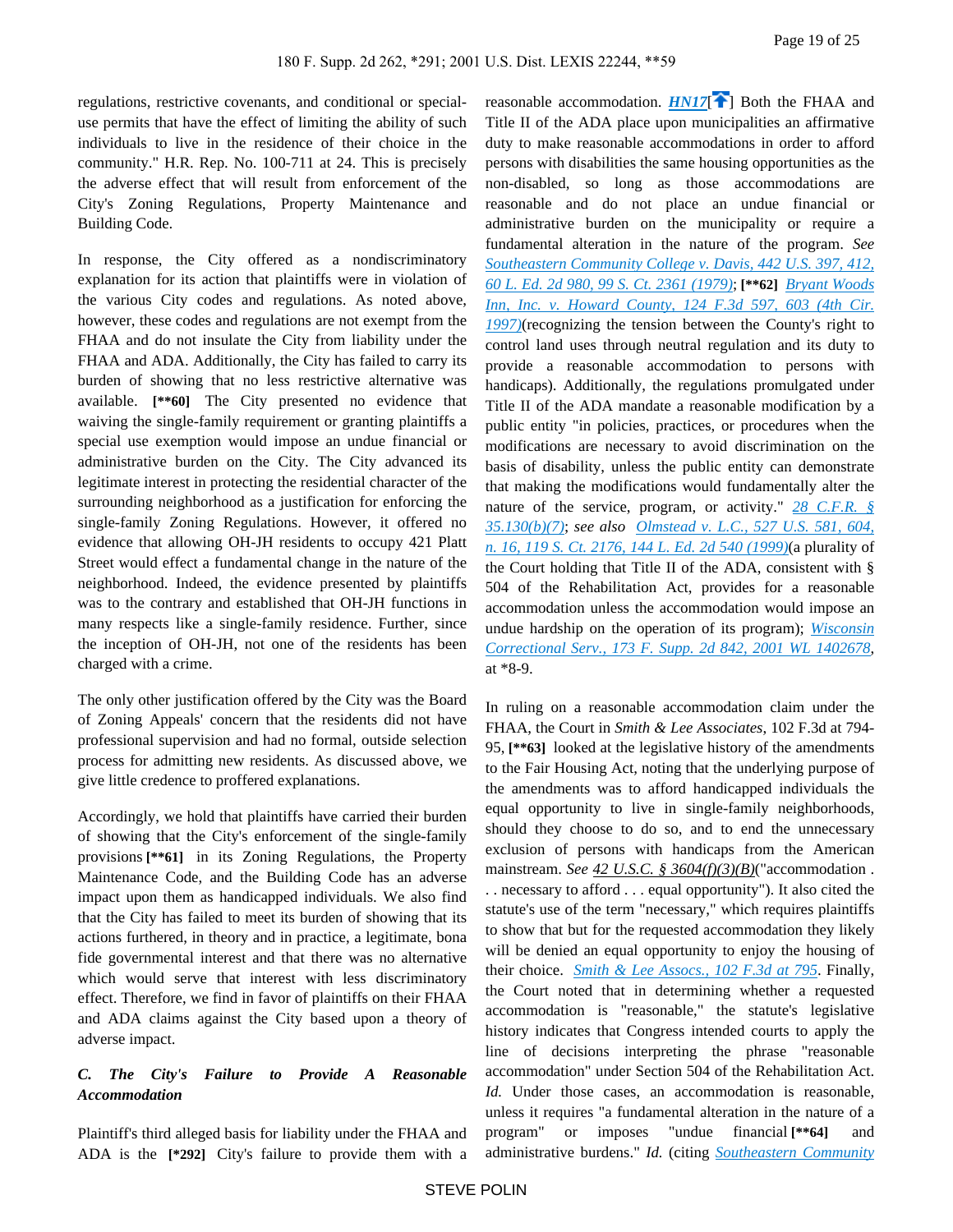regulations, restrictive covenants, and conditional or special-use permits that have the effect of limiting the ability of such individuals to live in the residence of their choice in the community." H.R. Rep. No. 100-711 at 24. This is precisely the adverse effect that will result from enforcement of the City's Zoning Regulations, Property Maintenance and Building Code.

In response, the City offered as a nondiscriminatory explanation for its action that plaintiffs were in violation of the various City codes and regulations. As noted above, however, these codes and regulations are not exempt from the FHAA and do not insulate the City from liability under the FHAA and ADA. Additionally, the City has failed to carry its burden of showing that no less restrictive alternative was available. **[\*\*60]** The City presented no evidence that waiving the single-family requirement or granting plaintiffs a special use exemption would impose an undue financial or administrative burden on the City. The City advanced its legitimate interest in protecting the residential character of the surrounding neighborhood as a justification for enforcing the single-family Zoning Regulations. However, it offered no evidence that allowing OH-JH residents to occupy 421 Platt Street would effect a fundamental change in the nature of the neighborhood. Indeed, the evidence presented by plaintiffs was to the contrary and established that OH-JH functions in many respects like a single-family residence. Further, since the inception of OH-JH, not one of the residents has been charged with a crime.

The only other justification offered by the City was the Board of Zoning Appeals' concern that the residents did not have professional supervision and had no formal, outside selection process for admitting new residents. As discussed above, we give little credence to proffered explanations.

Accordingly, we hold that plaintiffs have carried their burden of showing that the City's enforcement of the single-family provisions **[\*\*61]** in its Zoning Regulations, the Property Maintenance Code, and the Building Code has an adverse impact upon them as handicapped individuals. We also find that the City has failed to meet its burden of showing that its actions furthered, in theory and in practice, a legitimate, bona fide governmental interest and that there was no alternative which would serve that interest with less discriminatory effect. Therefore, we find in favor of plaintiffs on their FHAA and ADA claims against the City based upon a theory of adverse impact.

### *C. The City's Failure to Provide A Reasonable Accommodation*

Plaintiff's third alleged basis for liability under the FHAA and ADA is the **[\*292]** City's failure to provide them with a reasonable accommodation. HN17[] Both the FHAA and Title II of the ADA place upon municipalities an affirmative duty to make reasonable accommodations in order to afford persons with disabilities the same housing opportunities as the non-disabled, so long as those accommodations are reasonable and do not place an undue financial or administrative burden on the municipality or require a fundamental alteration in the nature of the program. *See* Southeastern Community College v. Davis, 442 U.S. 397, 412, 60 L. Ed. 2d 980, 99 S. Ct. 2361 (1979); **[\*\*62]** Bryant Woods Inn, Inc. v. Howard County, 124 F.3d 597, 603 (4th Cir. 1997)(recognizing the tension between the County's right to control land uses through neutral regulation and its duty to provide a reasonable accommodation to persons with handicaps). Additionally, the regulations promulgated under Title II of the ADA mandate a reasonable modification by a public entity "in policies, practices, or procedures when the modifications are necessary to avoid discrimination on the basis of disability, unless the public entity can demonstrate that making the modifications would fundamentally alter the nature of the service, program, or activity." 28 C.F.R. § 35.130(b)(7); *see also* Olmstead v. L.C., 527 U.S. 581, 604, n. 16, 119 S. Ct. 2176, 144 L. Ed. 2d 540 (1999)(a plurality of the Court holding that Title II of the ADA, consistent with § 504 of the Rehabilitation Act, provides for a reasonable accommodation unless the accommodation would impose an undue hardship on the operation of its program); Wisconsin Correctional Serv., 173 F. Supp. 2d 842, 2001 WL 1402678, at \*8-9.

In ruling on a reasonable accommodation claim under the FHAA, the Court in *Smith & Lee Associates*, 102 F.3d at 794-95, **[\*\*63]** looked at the legislative history of the amendments to the Fair Housing Act, noting that the underlying purpose of the amendments was to afford handicapped individuals the equal opportunity to live in single-family neighborhoods, should they choose to do so, and to end the unnecessary exclusion of persons with handicaps from the American mainstream. *See* 42 U.S.C. § 3604(f)(3)(B)("accommodation . . . necessary to afford . . . equal opportunity"). It also cited the statute's use of the term "necessary," which requires plaintiffs to show that but for the requested accommodation they likely will be denied an equal opportunity to enjoy the housing of their choice. Smith & Lee Assocs., 102 F.3d at 795. Finally, the Court noted that in determining whether a requested accommodation is "reasonable," the statute's legislative history indicates that Congress intended courts to apply the line of decisions interpreting the phrase "reasonable accommodation" under Section 504 of the Rehabilitation Act. *Id.* Under those cases, an accommodation is reasonable, unless it requires "a fundamental alteration in the nature of a program" or imposes "undue financial **[\*\*64]** and administrative burdens." *Id.* (citing Southeastern Community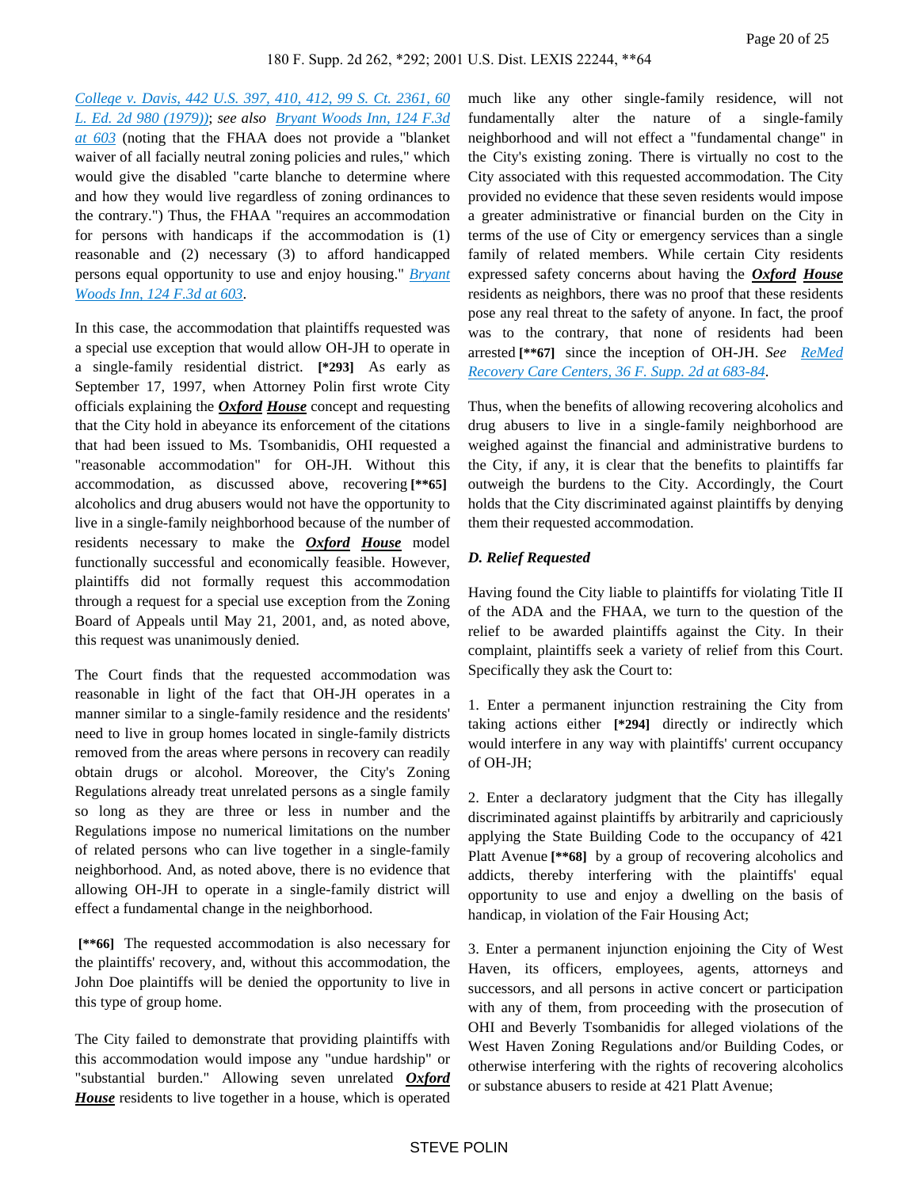College v. Davis, 442 U.S. 397, 410, 412, 99 S. Ct. 2361, 60 L. Ed. 2d 980 (1979)); *see also* Bryant Woods Inn, 124 F.3d at 603 (noting that the FHAA does not provide a "blanket waiver of all facially neutral zoning policies and rules," which would give the disabled "carte blanche to determine where and how they would live regardless of zoning ordinances to the contrary.") Thus, the FHAA "requires an accommodation for persons with handicaps if the accommodation is (1) reasonable and (2) necessary (3) to afford handicapped persons equal opportunity to use and enjoy housing." Bryant Woods Inn, 124 F.3d at 603.

In this case, the accommodation that plaintiffs requested was a special use exception that would allow OH-JH to operate in a single-family residential district. **[*293]** As early as September 17, 1997, when Attorney Polin first wrote City officials explaining the ***Oxford*** ***House*** concept and requesting that the City hold in abeyance its enforcement of the citations that had been issued to Ms. Tsombanidis, OHI requested a "reasonable accommodation" for OH-JH. Without this accommodation, as discussed above, recovering **[**65]** alcoholics and drug abusers would not have the opportunity to live in a single-family neighborhood because of the number of residents necessary to make the ***Oxford*** ***House*** model functionally successful and economically feasible. However, plaintiffs did not formally request this accommodation through a request for a special use exception from the Zoning Board of Appeals until May 21, 2001, and, as noted above, this request was unanimously denied.

The Court finds that the requested accommodation was reasonable in light of the fact that OH-JH operates in a manner similar to a single-family residence and the residents' need to live in group homes located in single-family districts removed from the areas where persons in recovery can readily obtain drugs or alcohol. Moreover, the City's Zoning Regulations already treat unrelated persons as a single family so long as they are three or less in number and the Regulations impose no numerical limitations on the number of related persons who can live together in a single-family neighborhood. And, as noted above, there is no evidence that allowing OH-JH to operate in a single-family district will effect a fundamental change in the neighborhood.

**[**66]** The requested accommodation is also necessary for the plaintiffs' recovery, and, without this accommodation, the John Doe plaintiffs will be denied the opportunity to live in this type of group home.

The City failed to demonstrate that providing plaintiffs with this accommodation would impose any "undue hardship" or "substantial burden." Allowing seven unrelated ***Oxford*** ***House*** residents to live together in a house, which is operated much like any other single-family residence, will not fundamentally alter the nature of a single-family neighborhood and will not effect a "fundamental change" in the City's existing zoning. There is virtually no cost to the City associated with this requested accommodation. The City provided no evidence that these seven residents would impose a greater administrative or financial burden on the City in terms of the use of City or emergency services than a single family of related members. While certain City residents expressed safety concerns about having the ***Oxford*** ***House*** residents as neighbors, there was no proof that these residents pose any real threat to the safety of anyone. In fact, the proof was to the contrary, that none of residents had been arrested **[**67]** since the inception of OH-JH. *See* ReMed Recovery Care Centers, 36 F. Supp. 2d at 683-84.

Thus, when the benefits of allowing recovering alcoholics and drug abusers to live in a single-family neighborhood are weighed against the financial and administrative burdens to the City, if any, it is clear that the benefits to plaintiffs far outweigh the burdens to the City. Accordingly, the Court holds that the City discriminated against plaintiffs by denying them their requested accommodation.

### *D. Relief Requested*

Having found the City liable to plaintiffs for violating Title II of the ADA and the FHAA, we turn to the question of the relief to be awarded plaintiffs against the City. In their complaint, plaintiffs seek a variety of relief from this Court. Specifically they ask the Court to:

1. Enter a permanent injunction restraining the City from taking actions either **[*294]** directly or indirectly which would interfere in any way with plaintiffs' current occupancy of OH-JH;

2. Enter a declaratory judgment that the City has illegally discriminated against plaintiffs by arbitrarily and capriciously applying the State Building Code to the occupancy of 421 Platt Avenue **[**68]** by a group of recovering alcoholics and addicts, thereby interfering with the plaintiffs' equal opportunity to use and enjoy a dwelling on the basis of handicap, in violation of the Fair Housing Act;

3. Enter a permanent injunction enjoining the City of West Haven, its officers, employees, agents, attorneys and successors, and all persons in active concert or participation with any of them, from proceeding with the prosecution of OHI and Beverly Tsombanidis for alleged violations of the West Haven Zoning Regulations and/or Building Codes, or otherwise interfering with the rights of recovering alcoholics or substance abusers to reside at 421 Platt Avenue;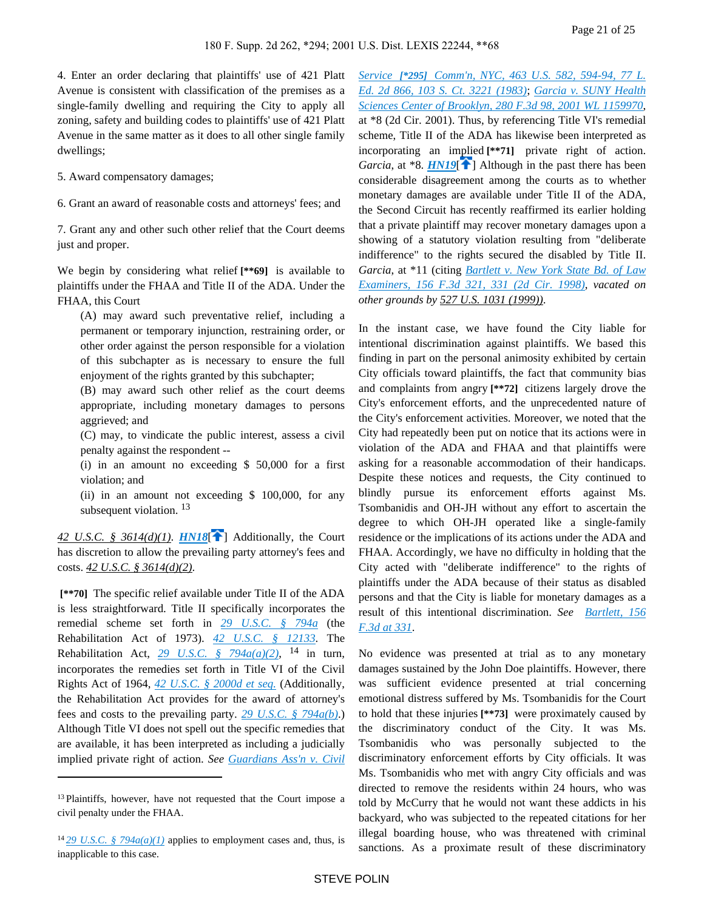4. Enter an order declaring that plaintiffs' use of 421 Platt Avenue is consistent with classification of the premises as a single-family dwelling and requiring the City to apply all zoning, safety and building codes to plaintiffs' use of 421 Platt Avenue in the same matter as it does to all other single family dwellings;

5. Award compensatory damages;

6. Grant an award of reasonable costs and attorneys' fees; and

7. Grant any and other such other relief that the Court deems just and proper.

We begin by considering what relief **[**69]** is available to plaintiffs under the FHAA and Title II of the ADA. Under the FHAA, this Court

> (A) may award such preventative relief, including a permanent or temporary injunction, restraining order, or other order against the person responsible for a violation of this subchapter as is necessary to ensure the full enjoyment of the rights granted by this subchapter;
> (B) may award such other relief as the court deems appropriate, including monetary damages to persons aggrieved; and
> (C) may, to vindicate the public interest, assess a civil penalty against the respondent --
> (i) in an amount no exceeding $ 50,000 for a first violation; and
> (ii) in an amount not exceeding $ 100,000, for any subsequent violation. [13]

42 U.S.C. § 3614(d)(1). ***HN18***[] Additionally, the Court has discretion to allow the prevailing party attorney's fees and costs. 42 U.S.C. § 3614(d)(2).

**[**70]** The specific relief available under Title II of the ADA is less straightforward. Title II specifically incorporates the remedial scheme set forth in 29 U.S.C. § 794a (the Rehabilitation Act of 1973). 42 U.S.C. § 12133. The Rehabilitation Act, 29 U.S.C. § 794a(a)(2), [14] in turn, incorporates the remedies set forth in Title VI of the Civil Rights Act of 1964, 42 U.S.C. § 2000d et seq. (Additionally, the Rehabilitation Act provides for the award of attorney's fees and costs to the prevailing party. 29 U.S.C. § 794a(b).) Although Title VI does not spell out the specific remedies that are available, it has been interpreted as including a judicially implied private right of action. *See* Guardians Ass'n v. Civil Service **[*295]** Comm'n, NYC, 463 U.S. 582, 594-94, 77 L. Ed. 2d 866, 103 S. Ct. 3221 (1983); Garcia v. SUNY Health Sciences Center of Brooklyn, 280 F.3d 98, 2001 WL 1159970, at *8 (2d Cir. 2001). Thus, by referencing Title VI's remedial scheme, Title II of the ADA has likewise been interpreted as incorporating an implied **[**71]** private right of action. *Garcia*, at *8. ***HN19***[] Although in the past there has been considerable disagreement among the courts as to whether monetary damages are available under Title II of the ADA, the Second Circuit has recently reaffirmed its earlier holding that a private plaintiff may recover monetary damages upon a showing of a statutory violation resulting from "deliberate indifference" to the rights secured the disabled by Title II. *Garcia*, at *11 (citing Bartlett v. New York State Bd. of Law Examiners, 156 F.3d 321, 331 (2d Cir. 1998), *vacated on other grounds by* 527 U.S. 1031 (1999)).

In the instant case, we have found the City liable for intentional discrimination against plaintiffs. We based this finding in part on the personal animosity exhibited by certain City officials toward plaintiffs, the fact that community bias and complaints from angry **[**72]** citizens largely drove the City's enforcement efforts, and the unprecedented nature of the City's enforcement activities. Moreover, we noted that the City had repeatedly been put on notice that its actions were in violation of the ADA and FHAA and that plaintiffs were asking for a reasonable accommodation of their handicaps. Despite these notices and requests, the City continued to blindly pursue its enforcement efforts against Ms. Tsombanidis and OH-JH without any effort to ascertain the degree to which OH-JH operated like a single-family residence or the implications of its actions under the ADA and FHAA. Accordingly, we have no difficulty in holding that the City acted with "deliberate indifference" to the rights of plaintiffs under the ADA because of their status as disabled persons and that the City is liable for monetary damages as a result of this intentional discrimination. *See* Bartlett, 156 F.3d at 331.

No evidence was presented at trial as to any monetary damages sustained by the John Doe plaintiffs. However, there was sufficient evidence presented at trial concerning emotional distress suffered by Ms. Tsombanidis for the Court to hold that these injuries **[**73]** were proximately caused by the discriminatory conduct of the City. It was Ms. Tsombanidis who was personally subjected to the discriminatory enforcement efforts by City officials. It was Ms. Tsombanidis who met with angry City officials and was directed to remove the residents within 24 hours, who was told by McCurry that he would not want these addicts in his backyard, who was subjected to the repeated citations for her illegal boarding house, who was threatened with criminal sanctions. As a proximate result of these discriminatory

---

[13] Plaintiffs, however, have not requested that the Court impose a civil penalty under the FHAA.

[14] 29 U.S.C. § 794a(a)(1) applies to employment cases and, thus, is inapplicable to this case.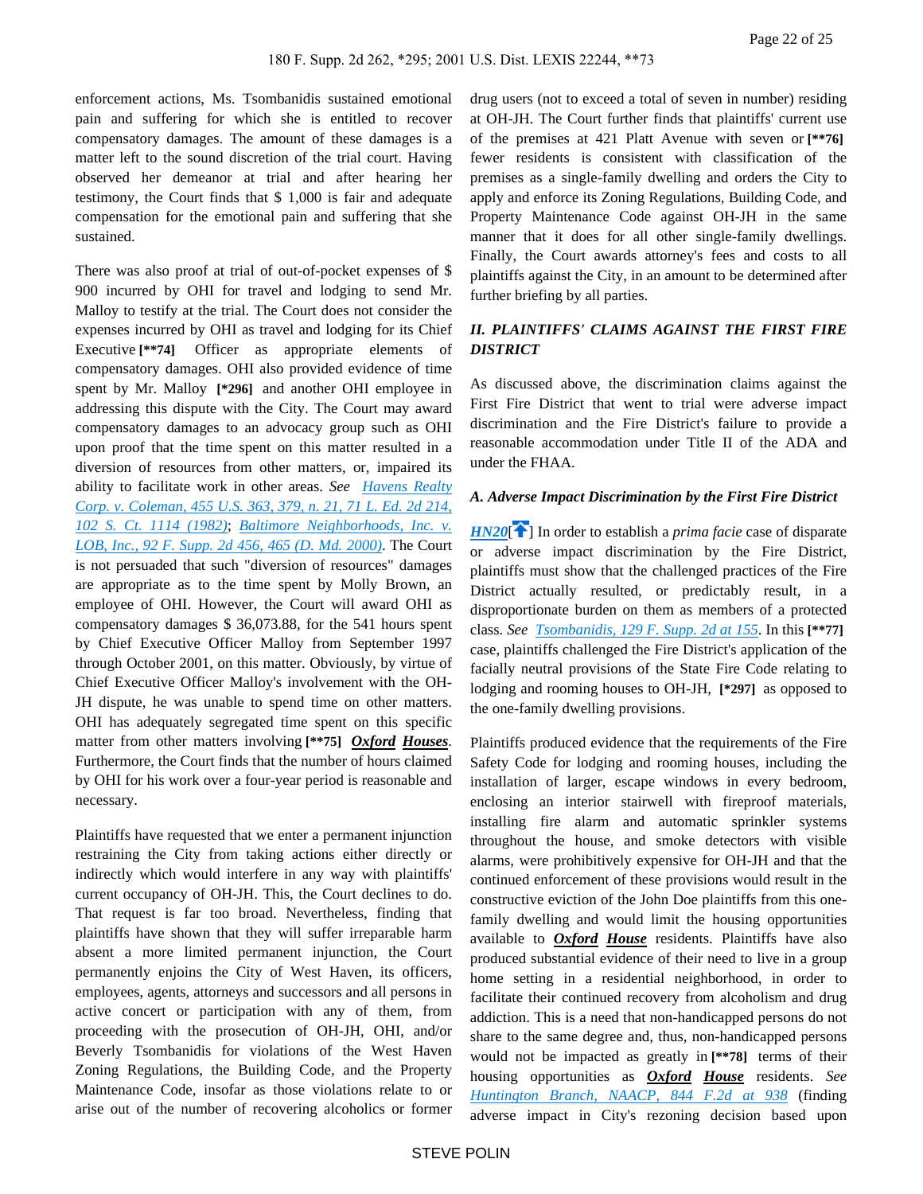enforcement actions, Ms. Tsombanidis sustained emotional pain and suffering for which she is entitled to recover compensatory damages. The amount of these damages is a matter left to the sound discretion of the trial court. Having observed her demeanor at trial and after hearing her testimony, the Court finds that $ 1,000 is fair and adequate compensation for the emotional pain and suffering that she sustained.

There was also proof at trial of out-of-pocket expenses of $ 900 incurred by OHI for travel and lodging to send Mr. Malloy to testify at the trial. The Court does not consider the expenses incurred by OHI as travel and lodging for its Chief Executive **[**74]** Officer as appropriate elements of compensatory damages. OHI also provided evidence of time spent by Mr. Malloy **[*296]** and another OHI employee in addressing this dispute with the City. The Court may award compensatory damages to an advocacy group such as OHI upon proof that the time spent on this matter resulted in a diversion of resources from other matters, or, impaired its ability to facilitate work in other areas. *See* Havens Realty Corp. v. Coleman, 455 U.S. 363, 379, n. 21, 71 L. Ed. 2d 214, 102 S. Ct. 1114 (1982); Baltimore Neighborhoods, Inc. v. LOB, Inc., 92 F. Supp. 2d 456, 465 (D. Md. 2000). The Court is not persuaded that such "diversion of resources" damages are appropriate as to the time spent by Molly Brown, an employee of OHI. However, the Court will award OHI as compensatory damages $ 36,073.88, for the 541 hours spent by Chief Executive Officer Malloy from September 1997 through October 2001, on this matter. Obviously, by virtue of Chief Executive Officer Malloy's involvement with the OH-JH dispute, he was unable to spend time on other matters. OHI has adequately segregated time spent on this specific matter from other matters involving **[**75]** ***Oxford Houses***. Furthermore, the Court finds that the number of hours claimed by OHI for his work over a four-year period is reasonable and necessary.

Plaintiffs have requested that we enter a permanent injunction restraining the City from taking actions either directly or indirectly which would interfere in any way with plaintiffs' current occupancy of OH-JH. This, the Court declines to do. That request is far too broad. Nevertheless, finding that plaintiffs have shown that they will suffer irreparable harm absent a more limited permanent injunction, the Court permanently enjoins the City of West Haven, its officers, employees, agents, attorneys and successors and all persons in active concert or participation with any of them, from proceeding with the prosecution of OH-JH, OHI, and/or Beverly Tsombanidis for violations of the West Haven Zoning Regulations, the Building Code, and the Property Maintenance Code, insofar as those violations relate to or arise out of the number of recovering alcoholics or former drug users (not to exceed a total of seven in number) residing at OH-JH. The Court further finds that plaintiffs' current use of the premises at 421 Platt Avenue with seven or **[**76]** fewer residents is consistent with classification of the premises as a single-family dwelling and orders the City to apply and enforce its Zoning Regulations, Building Code, and Property Maintenance Code against OH-JH in the same manner that it does for all other single-family dwellings. Finally, the Court awards attorney's fees and costs to all plaintiffs against the City, in an amount to be determined after further briefing by all parties.

## *II. PLAINTIFFS' CLAIMS AGAINST THE FIRST FIRE DISTRICT*

As discussed above, the discrimination claims against the First Fire District that went to trial were adverse impact discrimination and the Fire District's failure to provide a reasonable accommodation under Title II of the ADA and under the FHAA.

### *A. Adverse Impact Discrimination by the First Fire District*

***HN20*** In order to establish a *prima facie* case of disparate or adverse impact discrimination by the Fire District, plaintiffs must show that the challenged practices of the Fire District actually resulted, or predictably result, in a disproportionate burden on them as members of a protected class. *See* Tsombanidis, 129 F. Supp. 2d at 155. In this **[**77]** case, plaintiffs challenged the Fire District's application of the facially neutral provisions of the State Fire Code relating to lodging and rooming houses to OH-JH, **[*297]** as opposed to the one-family dwelling provisions.

Plaintiffs produced evidence that the requirements of the Fire Safety Code for lodging and rooming houses, including the installation of larger, escape windows in every bedroom, enclosing an interior stairwell with fireproof materials, installing fire alarm and automatic sprinkler systems throughout the house, and smoke detectors with visible alarms, were prohibitively expensive for OH-JH and that the continued enforcement of these provisions would result in the constructive eviction of the John Doe plaintiffs from this one-family dwelling and would limit the housing opportunities available to ***Oxford House*** residents. Plaintiffs have also produced substantial evidence of their need to live in a group home setting in a residential neighborhood, in order to facilitate their continued recovery from alcoholism and drug addiction. This is a need that non-handicapped persons do not share to the same degree and, thus, non-handicapped persons would not be impacted as greatly in **[**78]** terms of their housing opportunities as ***Oxford House*** residents. *See* Huntington Branch, NAACP, 844 F.2d at 938 (finding adverse impact in City's rezoning decision based upon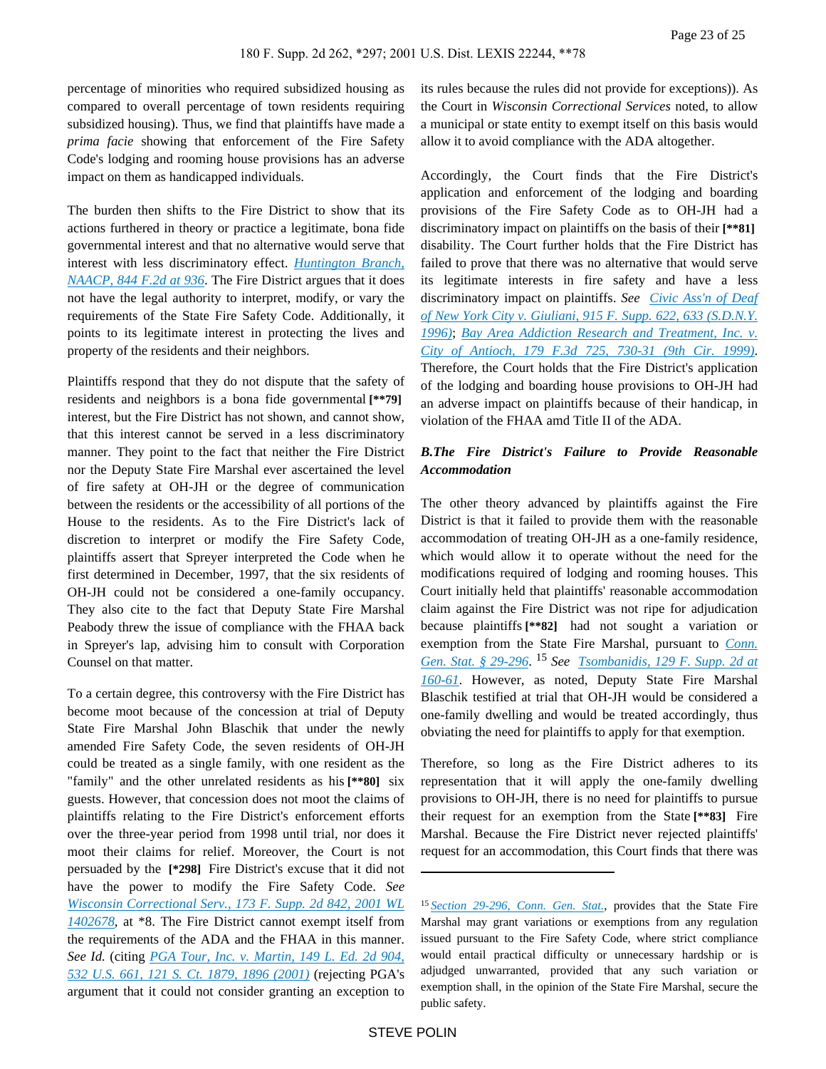percentage of minorities who required subsidized housing as compared to overall percentage of town residents requiring subsidized housing). Thus, we find that plaintiffs have made a *prima facie* showing that enforcement of the Fire Safety Code's lodging and rooming house provisions has an adverse impact on them as handicapped individuals.

The burden then shifts to the Fire District to show that its actions furthered in theory or practice a legitimate, bona fide governmental interest and that no alternative would serve that interest with less discriminatory effect. *Huntington Branch, NAACP, 844 F.2d at 936*. The Fire District argues that it does not have the legal authority to interpret, modify, or vary the requirements of the State Fire Safety Code. Additionally, it points to its legitimate interest in protecting the lives and property of the residents and their neighbors.

Plaintiffs respond that they do not dispute that the safety of residents and neighbors is a bona fide governmental **[\*\*79]** interest, but the Fire District has not shown, and cannot show, that this interest cannot be served in a less discriminatory manner. They point to the fact that neither the Fire District nor the Deputy State Fire Marshal ever ascertained the level of fire safety at OH-JH or the degree of communication between the residents or the accessibility of all portions of the House to the residents. As to the Fire District's lack of discretion to interpret or modify the Fire Safety Code, plaintiffs assert that Spreyer interpreted the Code when he first determined in December, 1997, that the six residents of OH-JH could not be considered a one-family occupancy. They also cite to the fact that Deputy State Fire Marshal Peabody threw the issue of compliance with the FHAA back in Spreyer's lap, advising him to consult with Corporation Counsel on that matter.

To a certain degree, this controversy with the Fire District has become moot because of the concession at trial of Deputy State Fire Marshal John Blaschik that under the newly amended Fire Safety Code, the seven residents of OH-JH could be treated as a single family, with one resident as the "family" and the other unrelated residents as his **[\*\*80]** six guests. However, that concession does not moot the claims of plaintiffs relating to the Fire District's enforcement efforts over the three-year period from 1998 until trial, nor does it moot their claims for relief. Moreover, the Court is not persuaded by the **[\*298]** Fire District's excuse that it did not have the power to modify the Fire Safety Code. *See Wisconsin Correctional Serv., 173 F. Supp. 2d 842, 2001 WL 1402678*, at \*8. The Fire District cannot exempt itself from the requirements of the ADA and the FHAA in this manner. *See Id.* (citing *PGA Tour, Inc. v. Martin, 149 L. Ed. 2d 904, 532 U.S. 661, 121 S. Ct. 1879, 1896 (2001)* (rejecting PGA's argument that it could not consider granting an exception to its rules because the rules did not provide for exceptions)). As the Court in *Wisconsin Correctional Services* noted, to allow a municipal or state entity to exempt itself on this basis would allow it to avoid compliance with the ADA altogether.

Accordingly, the Court finds that the Fire District's application and enforcement of the lodging and boarding provisions of the Fire Safety Code as to OH-JH had a discriminatory impact on plaintiffs on the basis of their **[\*\*81]** disability. The Court further holds that the Fire District has failed to prove that there was no alternative that would serve its legitimate interests in fire safety and have a less discriminatory impact on plaintiffs. *See Civic Ass'n of Deaf of New York City v. Giuliani, 915 F. Supp. 622, 633 (S.D.N.Y. 1996)*; *Bay Area Addiction Research and Treatment, Inc. v. City of Antioch, 179 F.3d 725, 730-31 (9th Cir. 1999)*. Therefore, the Court holds that the Fire District's application of the lodging and boarding house provisions to OH-JH had an adverse impact on plaintiffs because of their handicap, in violation of the FHAA amd Title II of the ADA.

### *B.The Fire District's Failure to Provide Reasonable Accommodation*

The other theory advanced by plaintiffs against the Fire District is that it failed to provide them with the reasonable accommodation of treating OH-JH as a one-family residence, which would allow it to operate without the need for the modifications required of lodging and rooming houses. This Court initially held that plaintiffs' reasonable accommodation claim against the Fire District was not ripe for adjudication because plaintiffs **[\*\*82]** had not sought a variation or exemption from the State Fire Marshal, pursuant to *Conn. Gen. Stat. § 29-296*.[15] *See Tsombanidis, 129 F. Supp. 2d at 160-61*. However, as noted, Deputy State Fire Marshal Blaschik testified at trial that OH-JH would be considered a one-family dwelling and would be treated accordingly, thus obviating the need for plaintiffs to apply for that exemption.

Therefore, so long as the Fire District adheres to its representation that it will apply the one-family dwelling provisions to OH-JH, there is no need for plaintiffs to pursue their request for an exemption from the State **[\*\*83]** Fire Marshal. Because the Fire District never rejected plaintiffs' request for an accommodation, this Court finds that there was

---

[15] *Section 29-296, Conn. Gen. Stat.*, provides that the State Fire Marshal may grant variations or exemptions from any regulation issued pursuant to the Fire Safety Code, where strict compliance would entail practical difficulty or unnecessary hardship or is adjudged unwarranted, provided that any such variation or exemption shall, in the opinion of the State Fire Marshal, secure the public safety.

STEVE POLIN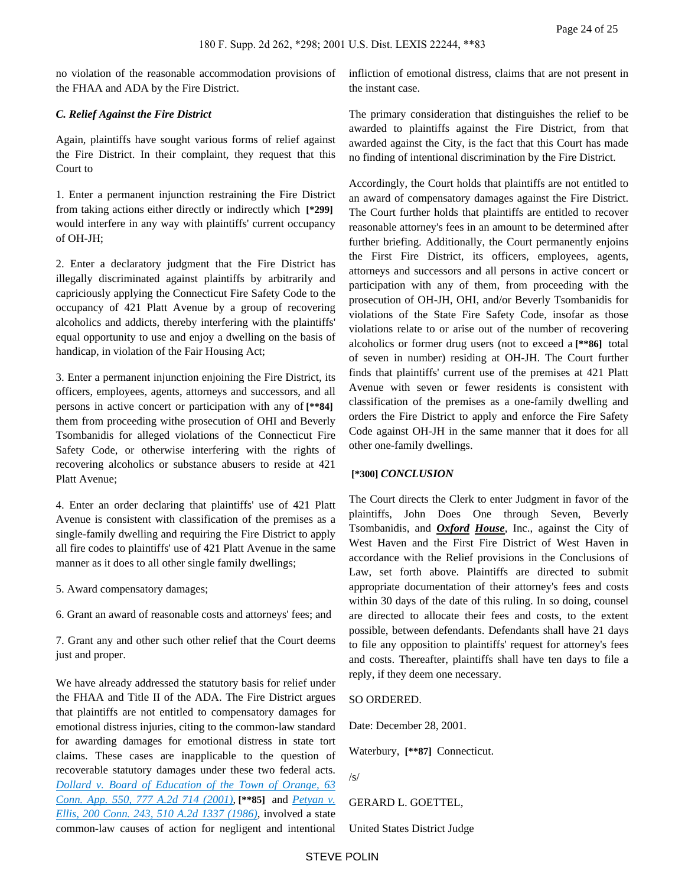no violation of the reasonable accommodation provisions of the FHAA and ADA by the Fire District.

### *C. Relief Against the Fire District*

Again, plaintiffs have sought various forms of relief against the Fire District. In their complaint, they request that this Court to

1. Enter a permanent injunction restraining the Fire District from taking actions either directly or indirectly which **[\*299]** would interfere in any way with plaintiffs' current occupancy of OH-JH;

2. Enter a declaratory judgment that the Fire District has illegally discriminated against plaintiffs by arbitrarily and capriciously applying the Connecticut Fire Safety Code to the occupancy of 421 Platt Avenue by a group of recovering alcoholics and addicts, thereby interfering with the plaintiffs' equal opportunity to use and enjoy a dwelling on the basis of handicap, in violation of the Fair Housing Act;

3. Enter a permanent injunction enjoining the Fire District, its officers, employees, agents, attorneys and successors, and all persons in active concert or participation with any of **[\*\*84]** them from proceeding withe the prosecution of OHI and Beverly Tsombanidis for alleged violations of the Connecticut Fire Safety Code, or otherwise interfering with the rights of recovering alcoholics or substance abusers to reside at 421 Platt Avenue;

4. Enter an order declaring that plaintiffs' use of 421 Platt Avenue is consistent with classification of the premises as a single-family dwelling and requiring the Fire District to apply all fire codes to plaintiffs' use of 421 Platt Avenue in the same manner as it does to all other single family dwellings;

5. Award compensatory damages;

6. Grant an award of reasonable costs and attorneys' fees; and

7. Grant any and other such other relief that the Court deems just and proper.

We have already addressed the statutory basis for relief under the FHAA and Title II of the ADA. The Fire District argues that plaintiffs are not entitled to compensatory damages for emotional distress injuries, citing to the common-law standard for awarding damages for emotional distress in state tort claims. These cases are inapplicable to the question of recoverable statutory damages under these two federal acts. *Dollard v. Board of Education of the Town of Orange, 63 Conn. App. 550, 777 A.2d 714 (2001)*, **[\*\*85]** and *Petyan v. Ellis, 200 Conn. 243, 510 A.2d 1337 (1986)*, involved a state common-law causes of action for negligent and intentional infliction of emotional distress, claims that are not present in the instant case.

The primary consideration that distinguishes the relief to be awarded to plaintiffs against the Fire District, from that awarded against the City, is the fact that this Court has made no finding of intentional discrimination by the Fire District.

Accordingly, the Court holds that plaintiffs are not entitled to an award of compensatory damages against the Fire District. The Court further holds that plaintiffs are entitled to recover reasonable attorney's fees in an amount to be determined after further briefing. Additionally, the Court permanently enjoins the First Fire District, its officers, employees, agents, attorneys and successors and all persons in active concert or participation with any of them, from proceeding with the prosecution of OH-JH, OHI, and/or Beverly Tsombanidis for violations of the State Fire Safety Code, insofar as those violations relate to or arise out of the number of recovering alcoholics or former drug users (not to exceed a **[\*\*86]** total of seven in number) residing at OH-JH. The Court further finds that plaintiffs' current use of the premises at 421 Platt Avenue with seven or fewer residents is consistent with classification of the premises as a one-family dwelling and orders the Fire District to apply and enforce the Fire Safety Code against OH-JH in the same manner that it does for all other one-family dwellings.

## **[\*300]** *CONCLUSION*

The Court directs the Clerk to enter Judgment in favor of the plaintiffs, John Does One through Seven, Beverly Tsombanidis, and ***Oxford House***, Inc., against the City of West Haven and the First Fire District of West Haven in accordance with the Relief provisions in the Conclusions of Law, set forth above. Plaintiffs are directed to submit appropriate documentation of their attorney's fees and costs within 30 days of the date of this ruling. In so doing, counsel are directed to allocate their fees and costs, to the extent possible, between defendants. Defendants shall have 21 days to file any opposition to plaintiffs' request for attorney's fees and costs. Thereafter, plaintiffs shall have ten days to file a reply, if they deem one necessary.

SO ORDERED.

Date: December 28, 2001.

Waterbury, **[\*\*87]** Connecticut.

/s/

GERARD L. GOETTEL,

United States District Judge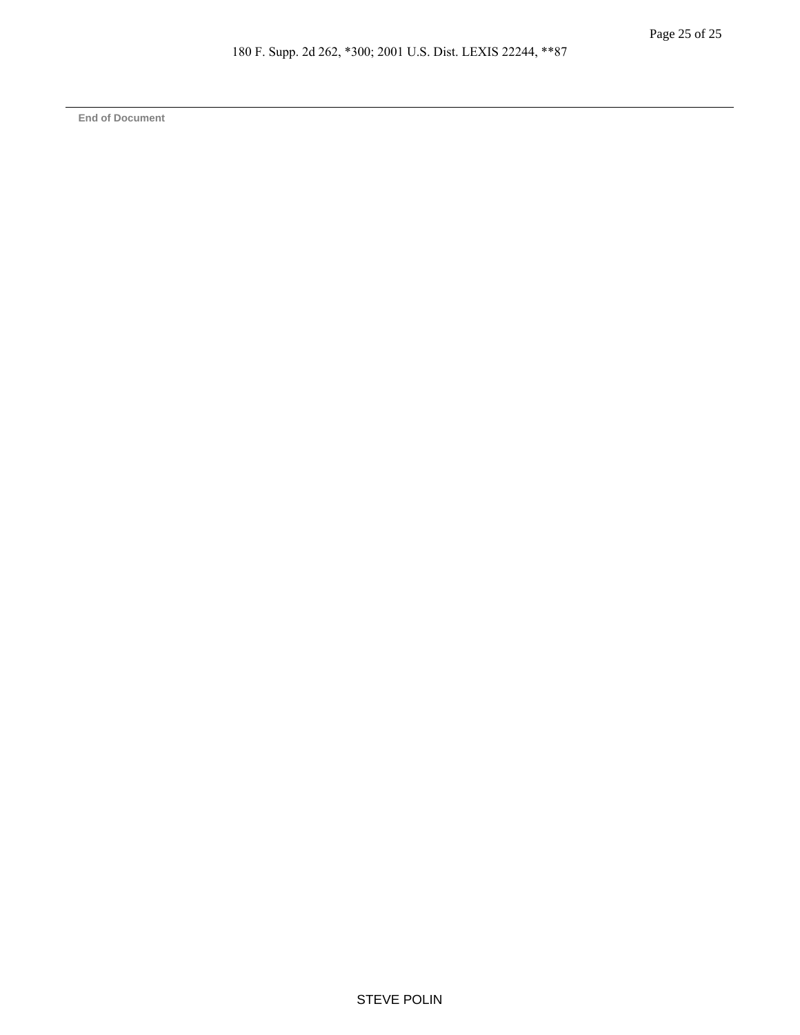End of Document